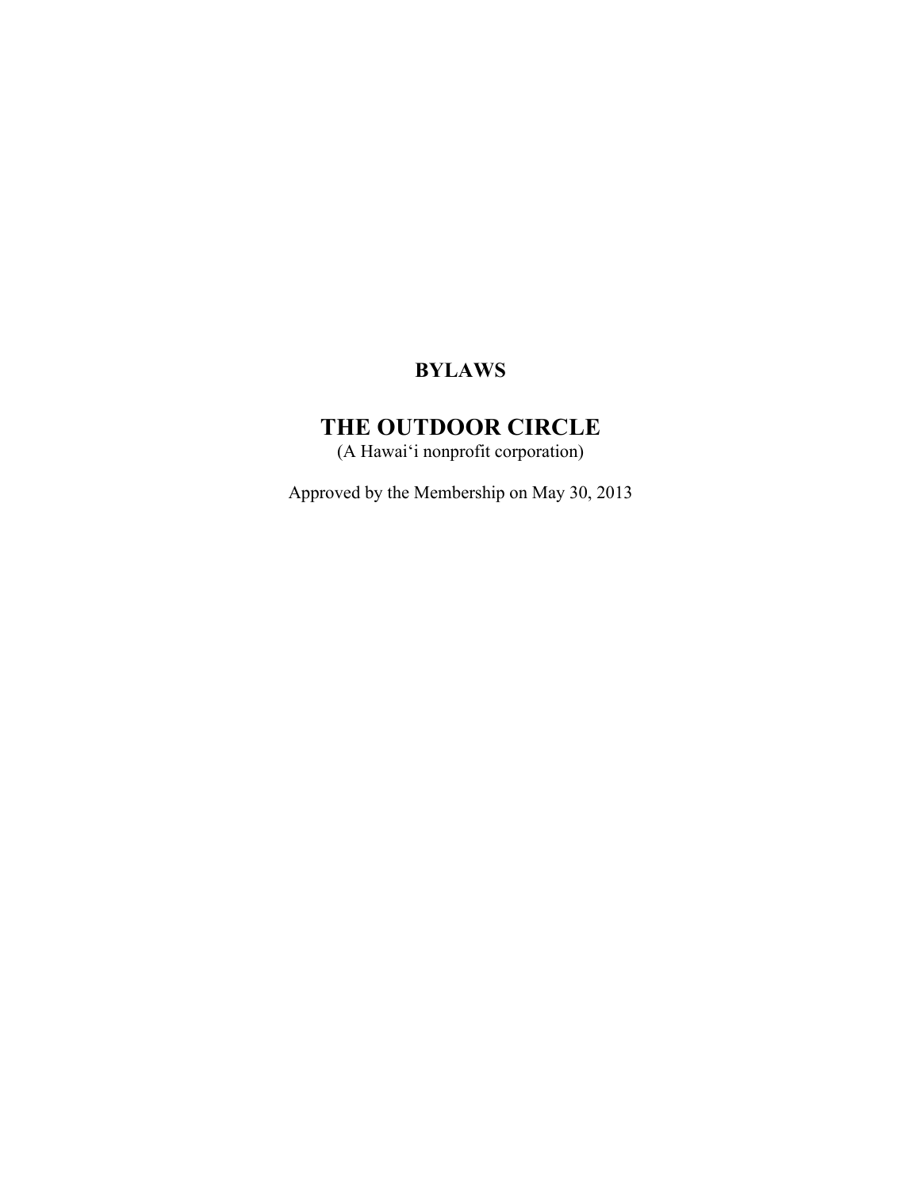# BYLAWS

# THE OUTDOOR CIRCLE

(A Hawai‘i nonprofit corporation)

Approved by the Membership on May 30, 2013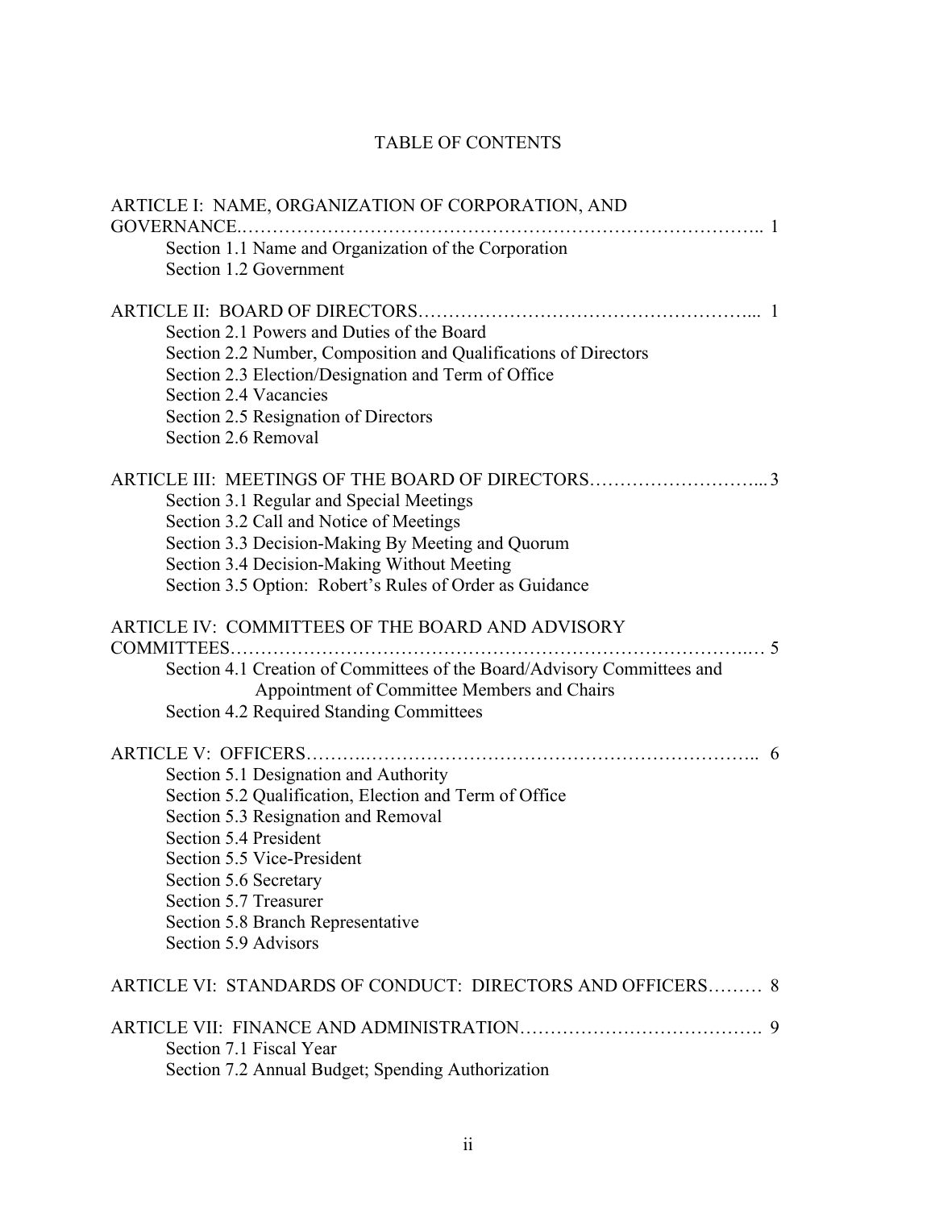# TABLE OF CONTENTS

ARTICLE I: NAME, ORGANIZATION OF CORPORATION, AND GOVERNANCE.……………………………………………………………………….. 1

- Section 1.1 Name and Organization of the Corporation
- Section 1.2 Government

ARTICLE II: BOARD OF DIRECTORS……………………………………………... 1

- Section 2.1 Powers and Duties of the Board
- Section 2.2 Number, Composition and Qualifications of Directors
- Section 2.3 Election/Designation and Term of Office
- Section 2.4 Vacancies
- Section 2.5 Resignation of Directors
- Section 2.6 Removal

ARTICLE III: MEETINGS OF THE BOARD OF DIRECTORS………………………... 3

- Section 3.1 Regular and Special Meetings
- Section 3.2 Call and Notice of Meetings
- Section 3.3 Decision-Making By Meeting and Quorum
- Section 3.4 Decision-Making Without Meeting
- Section 3.5 Option: Robert's Rules of Order as Guidance

ARTICLE IV: COMMITTEES OF THE BOARD AND ADVISORY COMMITTEES………………………………………………………………………..… 5

- Section 4.1 Creation of Committees of the Board/Advisory Committees and Appointment of Committee Members and Chairs
- Section 4.2 Required Standing Committees

ARTICLE V: OFFICERS……….………………………………………………………….. 6

- Section 5.1 Designation and Authority
- Section 5.2 Qualification, Election and Term of Office
- Section 5.3 Resignation and Removal
- Section 5.4 President
- Section 5.5 Vice-President
- Section 5.6 Secretary
- Section 5.7 Treasurer
- Section 5.8 Branch Representative
- Section 5.9 Advisors

ARTICLE VI: STANDARDS OF CONDUCT: DIRECTORS AND OFFICERS……… 8

ARTICLE VII: FINANCE AND ADMINISTRATION………………………………. 9

- Section 7.1 Fiscal Year
- Section 7.2 Annual Budget; Spending Authorization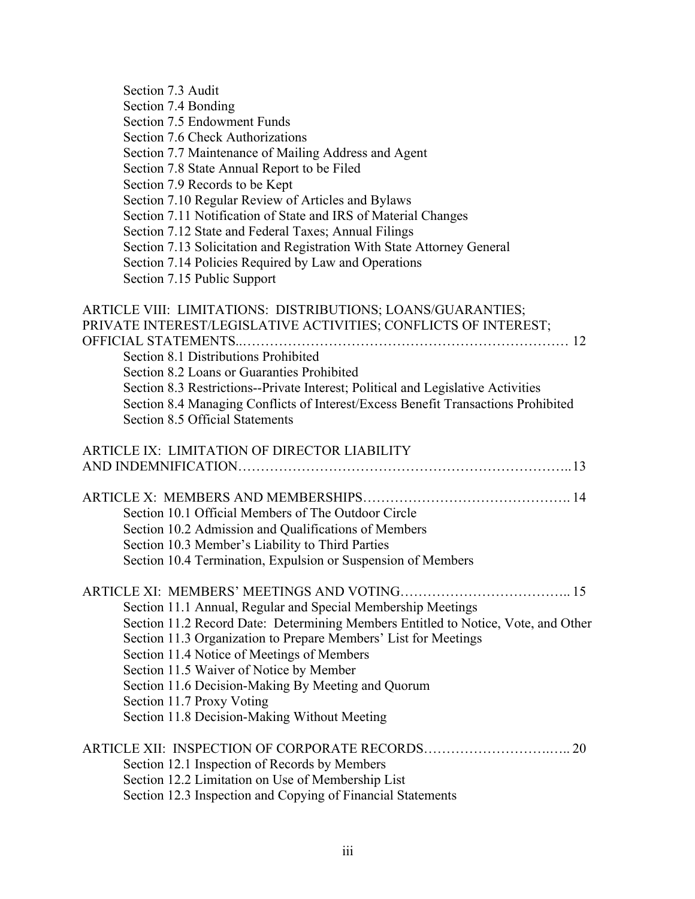Section 7.3 Audit
Section 7.4 Bonding
Section 7.5 Endowment Funds
Section 7.6 Check Authorizations
Section 7.7 Maintenance of Mailing Address and Agent
Section 7.8 State Annual Report to be Filed
Section 7.9 Records to be Kept
Section 7.10 Regular Review of Articles and Bylaws
Section 7.11 Notification of State and IRS of Material Changes
Section 7.12 State and Federal Taxes; Annual Filings
Section 7.13 Solicitation and Registration With State Attorney General
Section 7.14 Policies Required by Law and Operations
Section 7.15 Public Support

ARTICLE VIII: LIMITATIONS: DISTRIBUTIONS; LOANS/GUARANTIES; PRIVATE INTEREST/LEGISLATIVE ACTIVITIES; CONFLICTS OF INTEREST; OFFICIAL STATEMENTS..………………………………………………………… 12

Section 8.1 Distributions Prohibited
Section 8.2 Loans or Guaranties Prohibited
Section 8.3 Restrictions--Private Interest; Political and Legislative Activities
Section 8.4 Managing Conflicts of Interest/Excess Benefit Transactions Prohibited
Section 8.5 Official Statements

ARTICLE IX: LIMITATION OF DIRECTOR LIABILITY AND INDEMNIFICATION……………………………………………………………..13

ARTICLE X: MEMBERS AND MEMBERSHIPS………………………………………. 14

Section 10.1 Official Members of The Outdoor Circle
Section 10.2 Admission and Qualifications of Members
Section 10.3 Member's Liability to Third Parties
Section 10.4 Termination, Expulsion or Suspension of Members

ARTICLE XI: MEMBERS' MEETINGS AND VOTING……………………………….. 15

Section 11.1 Annual, Regular and Special Membership Meetings
Section 11.2 Record Date: Determining Members Entitled to Notice, Vote, and Other
Section 11.3 Organization to Prepare Members' List for Meetings
Section 11.4 Notice of Meetings of Members
Section 11.5 Waiver of Notice by Member
Section 11.6 Decision-Making By Meeting and Quorum
Section 11.7 Proxy Voting
Section 11.8 Decision-Making Without Meeting

ARTICLE XII: INSPECTION OF CORPORATE RECORDS………………………….. 20

Section 12.1 Inspection of Records by Members
Section 12.2 Limitation on Use of Membership List
Section 12.3 Inspection and Copying of Financial Statements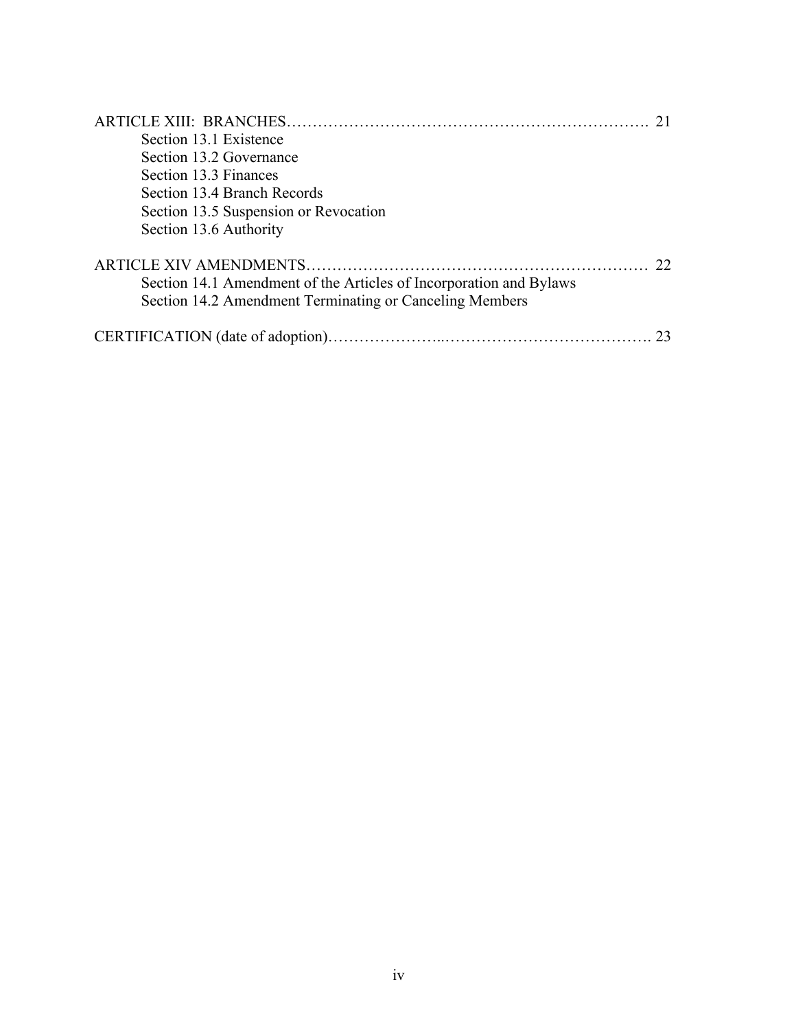ARTICLE XIII: BRANCHES……………………………………………………………. 21

Section 13.1 Existence
Section 13.2 Governance
Section 13.3 Finances
Section 13.4 Branch Records
Section 13.5 Suspension or Revocation
Section 13.6 Authority

ARTICLE XIV AMENDMENTS………………………………………………………… 22

Section 14.1 Amendment of the Articles of Incorporation and Bylaws
Section 14.2 Amendment Terminating or Canceling Members

CERTIFICATION (date of adoption)…………………..…………………………………. 23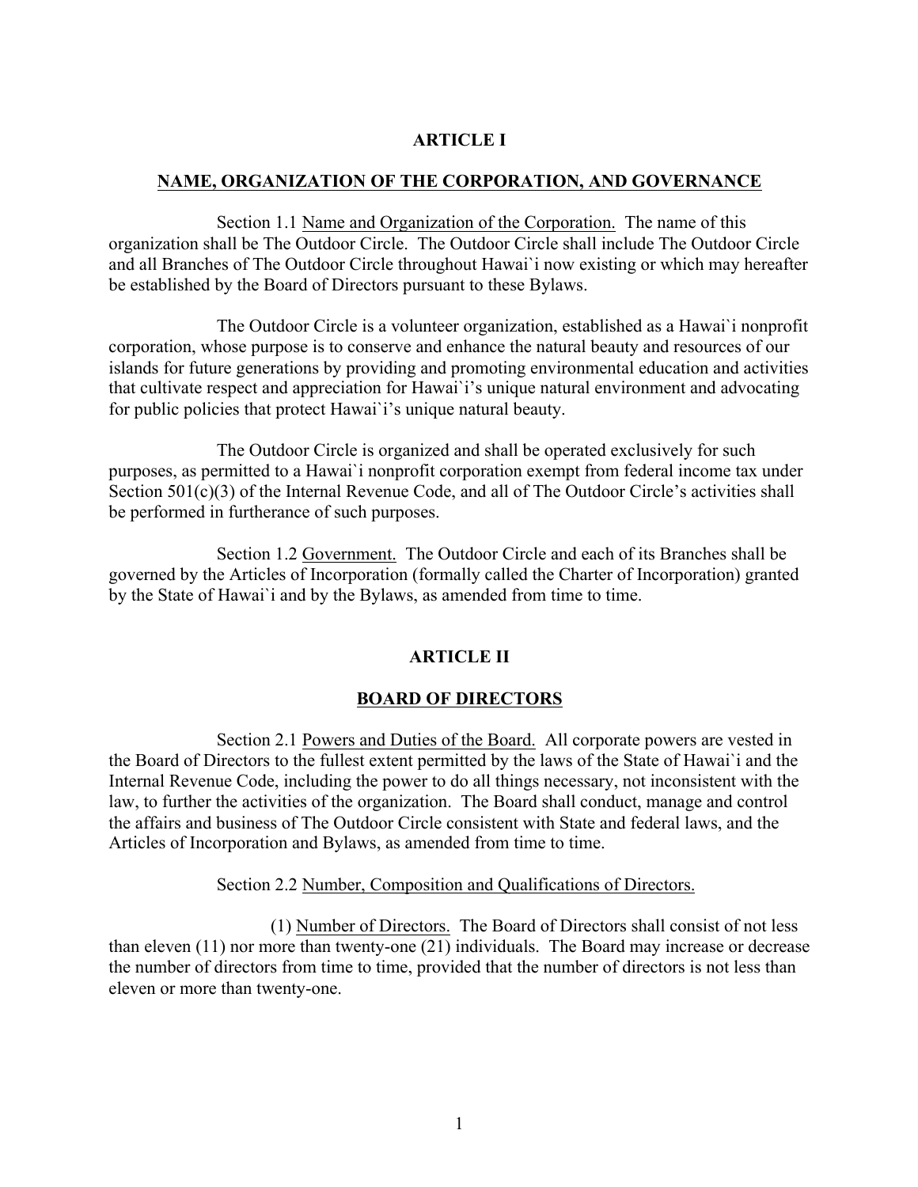## ARTICLE I

## NAME, ORGANIZATION OF THE CORPORATION, AND GOVERNANCE

Section 1.1 Name and Organization of the Corporation. The name of this organization shall be The Outdoor Circle. The Outdoor Circle shall include The Outdoor Circle and all Branches of The Outdoor Circle throughout Hawai`i now existing or which may hereafter be established by the Board of Directors pursuant to these Bylaws.

The Outdoor Circle is a volunteer organization, established as a Hawai`i nonprofit corporation, whose purpose is to conserve and enhance the natural beauty and resources of our islands for future generations by providing and promoting environmental education and activities that cultivate respect and appreciation for Hawai`i's unique natural environment and advocating for public policies that protect Hawai`i's unique natural beauty.

The Outdoor Circle is organized and shall be operated exclusively for such purposes, as permitted to a Hawai`i nonprofit corporation exempt from federal income tax under Section 501(c)(3) of the Internal Revenue Code, and all of The Outdoor Circle's activities shall be performed in furtherance of such purposes.

Section 1.2 Government. The Outdoor Circle and each of its Branches shall be governed by the Articles of Incorporation (formally called the Charter of Incorporation) granted by the State of Hawai`i and by the Bylaws, as amended from time to time.

## ARTICLE II

## BOARD OF DIRECTORS

Section 2.1 Powers and Duties of the Board. All corporate powers are vested in the Board of Directors to the fullest extent permitted by the laws of the State of Hawai`i and the Internal Revenue Code, including the power to do all things necessary, not inconsistent with the law, to further the activities of the organization. The Board shall conduct, manage and control the affairs and business of The Outdoor Circle consistent with State and federal laws, and the Articles of Incorporation and Bylaws, as amended from time to time.

Section 2.2 Number, Composition and Qualifications of Directors.

(1) Number of Directors. The Board of Directors shall consist of not less than eleven (11) nor more than twenty-one (21) individuals. The Board may increase or decrease the number of directors from time to time, provided that the number of directors is not less than eleven or more than twenty-one.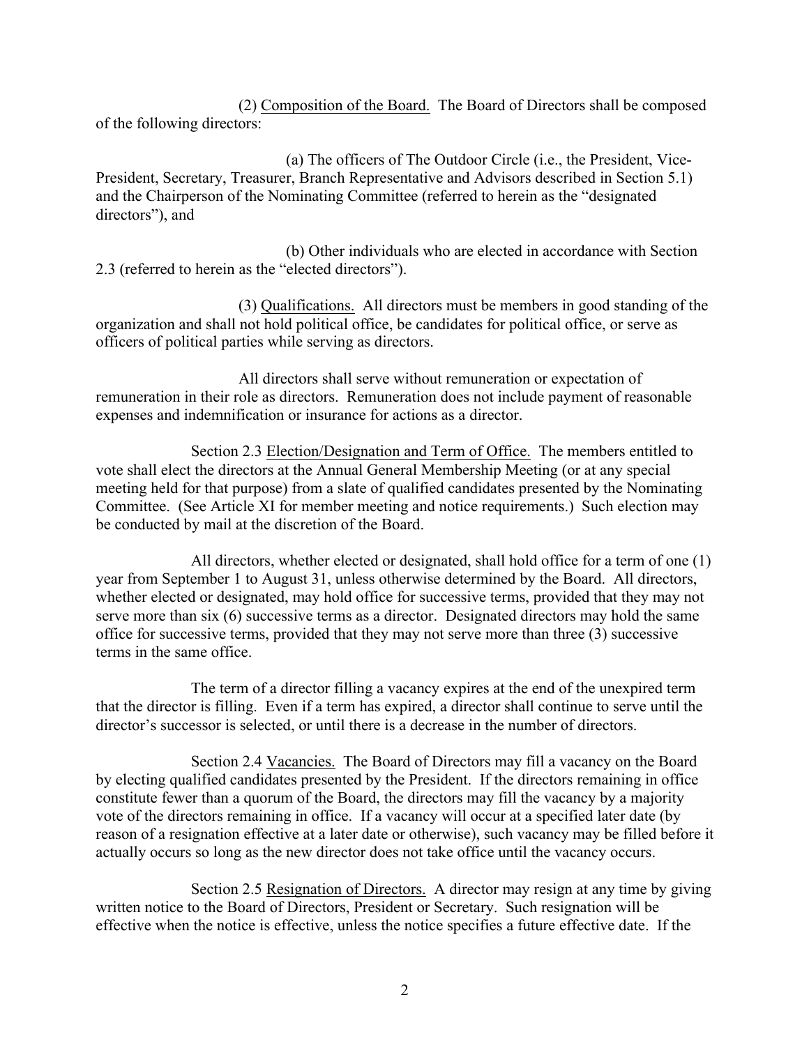(2) Composition of the Board. The Board of Directors shall be composed of the following directors:

(a) The officers of The Outdoor Circle (i.e., the President, Vice-President, Secretary, Treasurer, Branch Representative and Advisors described in Section 5.1) and the Chairperson of the Nominating Committee (referred to herein as the "designated directors"), and

(b) Other individuals who are elected in accordance with Section 2.3 (referred to herein as the "elected directors").

(3) Qualifications. All directors must be members in good standing of the organization and shall not hold political office, be candidates for political office, or serve as officers of political parties while serving as directors.

All directors shall serve without remuneration or expectation of remuneration in their role as directors. Remuneration does not include payment of reasonable expenses and indemnification or insurance for actions as a director.

Section 2.3 Election/Designation and Term of Office. The members entitled to vote shall elect the directors at the Annual General Membership Meeting (or at any special meeting held for that purpose) from a slate of qualified candidates presented by the Nominating Committee. (See Article XI for member meeting and notice requirements.) Such election may be conducted by mail at the discretion of the Board.

All directors, whether elected or designated, shall hold office for a term of one (1) year from September 1 to August 31, unless otherwise determined by the Board. All directors, whether elected or designated, may hold office for successive terms, provided that they may not serve more than six (6) successive terms as a director. Designated directors may hold the same office for successive terms, provided that they may not serve more than three (3) successive terms in the same office.

The term of a director filling a vacancy expires at the end of the unexpired term that the director is filling. Even if a term has expired, a director shall continue to serve until the director's successor is selected, or until there is a decrease in the number of directors.

Section 2.4 Vacancies. The Board of Directors may fill a vacancy on the Board by electing qualified candidates presented by the President. If the directors remaining in office constitute fewer than a quorum of the Board, the directors may fill the vacancy by a majority vote of the directors remaining in office. If a vacancy will occur at a specified later date (by reason of a resignation effective at a later date or otherwise), such vacancy may be filled before it actually occurs so long as the new director does not take office until the vacancy occurs.

Section 2.5 Resignation of Directors. A director may resign at any time by giving written notice to the Board of Directors, President or Secretary. Such resignation will be effective when the notice is effective, unless the notice specifies a future effective date. If the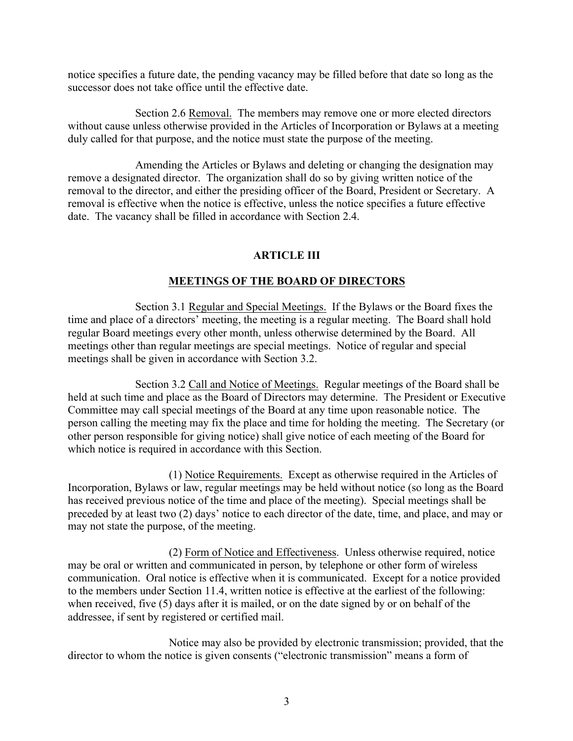notice specifies a future date, the pending vacancy may be filled before that date so long as the successor does not take office until the effective date.

Section 2.6 Removal. The members may remove one or more elected directors without cause unless otherwise provided in the Articles of Incorporation or Bylaws at a meeting duly called for that purpose, and the notice must state the purpose of the meeting.

Amending the Articles or Bylaws and deleting or changing the designation may remove a designated director. The organization shall do so by giving written notice of the removal to the director, and either the presiding officer of the Board, President or Secretary. A removal is effective when the notice is effective, unless the notice specifies a future effective date. The vacancy shall be filled in accordance with Section 2.4.

## ARTICLE III

## MEETINGS OF THE BOARD OF DIRECTORS

Section 3.1 Regular and Special Meetings. If the Bylaws or the Board fixes the time and place of a directors' meeting, the meeting is a regular meeting. The Board shall hold regular Board meetings every other month, unless otherwise determined by the Board. All meetings other than regular meetings are special meetings. Notice of regular and special meetings shall be given in accordance with Section 3.2.

Section 3.2 Call and Notice of Meetings. Regular meetings of the Board shall be held at such time and place as the Board of Directors may determine. The President or Executive Committee may call special meetings of the Board at any time upon reasonable notice. The person calling the meeting may fix the place and time for holding the meeting. The Secretary (or other person responsible for giving notice) shall give notice of each meeting of the Board for which notice is required in accordance with this Section.

(1) Notice Requirements. Except as otherwise required in the Articles of Incorporation, Bylaws or law, regular meetings may be held without notice (so long as the Board has received previous notice of the time and place of the meeting). Special meetings shall be preceded by at least two (2) days' notice to each director of the date, time, and place, and may or may not state the purpose, of the meeting.

(2) Form of Notice and Effectiveness. Unless otherwise required, notice may be oral or written and communicated in person, by telephone or other form of wireless communication. Oral notice is effective when it is communicated. Except for a notice provided to the members under Section 11.4, written notice is effective at the earliest of the following: when received, five (5) days after it is mailed, or on the date signed by or on behalf of the addressee, if sent by registered or certified mail.

Notice may also be provided by electronic transmission; provided, that the director to whom the notice is given consents ("electronic transmission" means a form of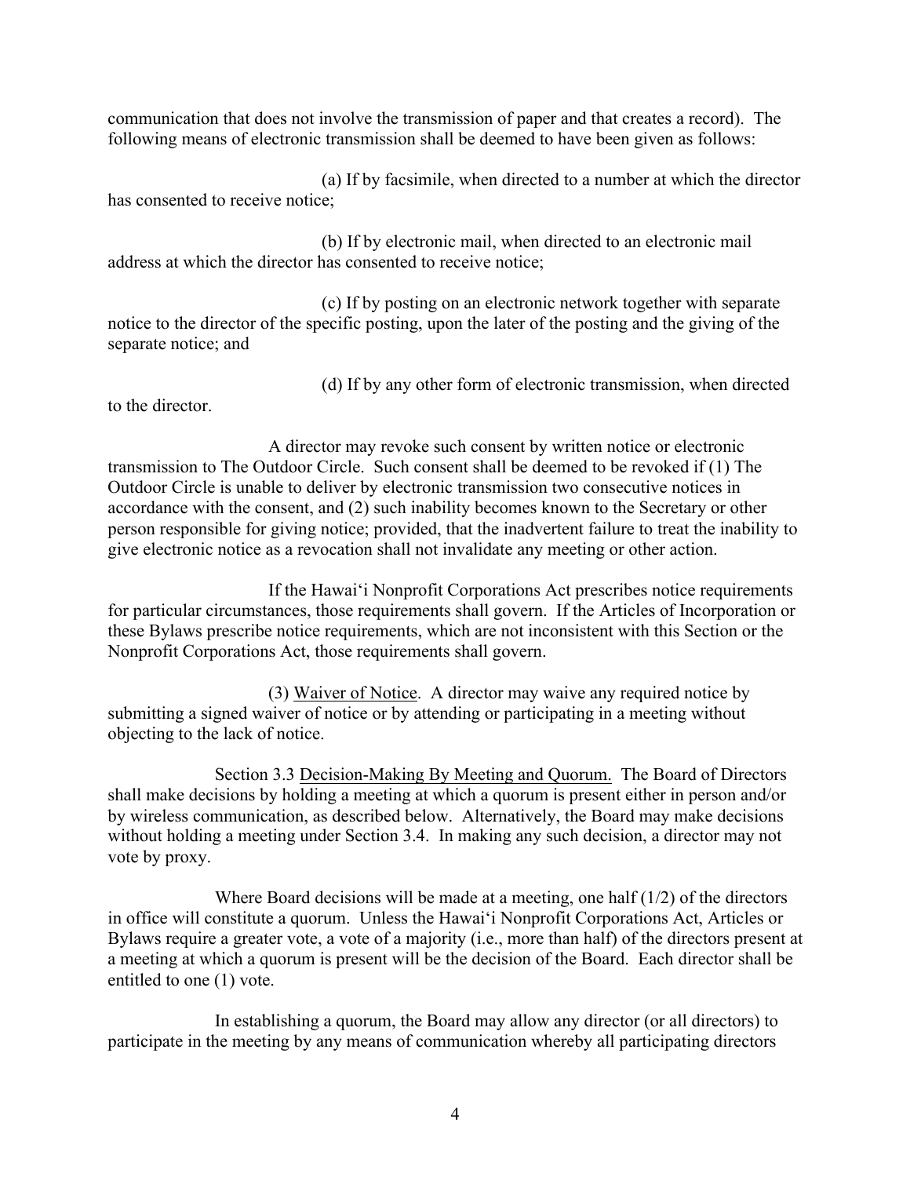communication that does not involve the transmission of paper and that creates a record). The following means of electronic transmission shall be deemed to have been given as follows:

(a) If by facsimile, when directed to a number at which the director has consented to receive notice;

(b) If by electronic mail, when directed to an electronic mail address at which the director has consented to receive notice;

(c) If by posting on an electronic network together with separate notice to the director of the specific posting, upon the later of the posting and the giving of the separate notice; and

(d) If by any other form of electronic transmission, when directed to the director.

A director may revoke such consent by written notice or electronic transmission to The Outdoor Circle. Such consent shall be deemed to be revoked if (1) The Outdoor Circle is unable to deliver by electronic transmission two consecutive notices in accordance with the consent, and (2) such inability becomes known to the Secretary or other person responsible for giving notice; provided, that the inadvertent failure to treat the inability to give electronic notice as a revocation shall not invalidate any meeting or other action.

If the Hawaiʻi Nonprofit Corporations Act prescribes notice requirements for particular circumstances, those requirements shall govern. If the Articles of Incorporation or these Bylaws prescribe notice requirements, which are not inconsistent with this Section or the Nonprofit Corporations Act, those requirements shall govern.

(3) Waiver of Notice. A director may waive any required notice by submitting a signed waiver of notice or by attending or participating in a meeting without objecting to the lack of notice.

Section 3.3 Decision-Making By Meeting and Quorum. The Board of Directors shall make decisions by holding a meeting at which a quorum is present either in person and/or by wireless communication, as described below. Alternatively, the Board may make decisions without holding a meeting under Section 3.4. In making any such decision, a director may not vote by proxy.

Where Board decisions will be made at a meeting, one half (1/2) of the directors in office will constitute a quorum. Unless the Hawaiʻi Nonprofit Corporations Act, Articles or Bylaws require a greater vote, a vote of a majority (i.e., more than half) of the directors present at a meeting at which a quorum is present will be the decision of the Board. Each director shall be entitled to one (1) vote.

In establishing a quorum, the Board may allow any director (or all directors) to participate in the meeting by any means of communication whereby all participating directors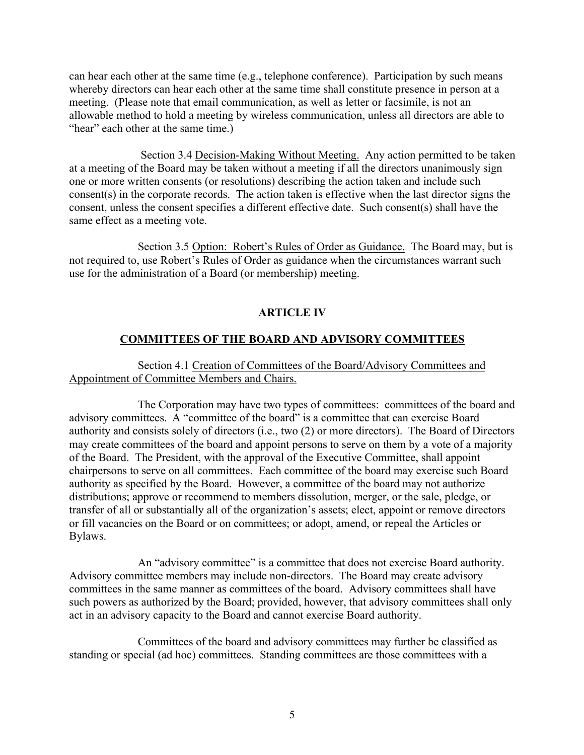can hear each other at the same time (e.g., telephone conference). Participation by such means whereby directors can hear each other at the same time shall constitute presence in person at a meeting. (Please note that email communication, as well as letter or facsimile, is not an allowable method to hold a meeting by wireless communication, unless all directors are able to "hear" each other at the same time.)

Section 3.4 <u>Decision-Making Without Meeting.</u> Any action permitted to be taken at a meeting of the Board may be taken without a meeting if all the directors unanimously sign one or more written consents (or resolutions) describing the action taken and include such consent(s) in the corporate records. The action taken is effective when the last director signs the consent, unless the consent specifies a different effective date. Such consent(s) shall have the same effect as a meeting vote.

Section 3.5 <u>Option: Robert's Rules of Order as Guidance.</u> The Board may, but is not required to, use Robert's Rules of Order as guidance when the circumstances warrant such use for the administration of a Board (or membership) meeting.

## ARTICLE IV

## <u>COMMITTEES OF THE BOARD AND ADVISORY COMMITTEES</u>

Section 4.1 <u>Creation of Committees of the Board/Advisory Committees and Appointment of Committee Members and Chairs.</u>

The Corporation may have two types of committees: committees of the board and advisory committees. A "committee of the board" is a committee that can exercise Board authority and consists solely of directors (i.e., two (2) or more directors). The Board of Directors may create committees of the board and appoint persons to serve on them by a vote of a majority of the Board. The President, with the approval of the Executive Committee, shall appoint chairpersons to serve on all committees. Each committee of the board may exercise such Board authority as specified by the Board. However, a committee of the board may not authorize distributions; approve or recommend to members dissolution, merger, or the sale, pledge, or transfer of all or substantially all of the organization's assets; elect, appoint or remove directors or fill vacancies on the Board or on committees; or adopt, amend, or repeal the Articles or Bylaws.

An "advisory committee" is a committee that does not exercise Board authority. Advisory committee members may include non-directors. The Board may create advisory committees in the same manner as committees of the board. Advisory committees shall have such powers as authorized by the Board; provided, however, that advisory committees shall only act in an advisory capacity to the Board and cannot exercise Board authority.

Committees of the board and advisory committees may further be classified as standing or special (ad hoc) committees. Standing committees are those committees with a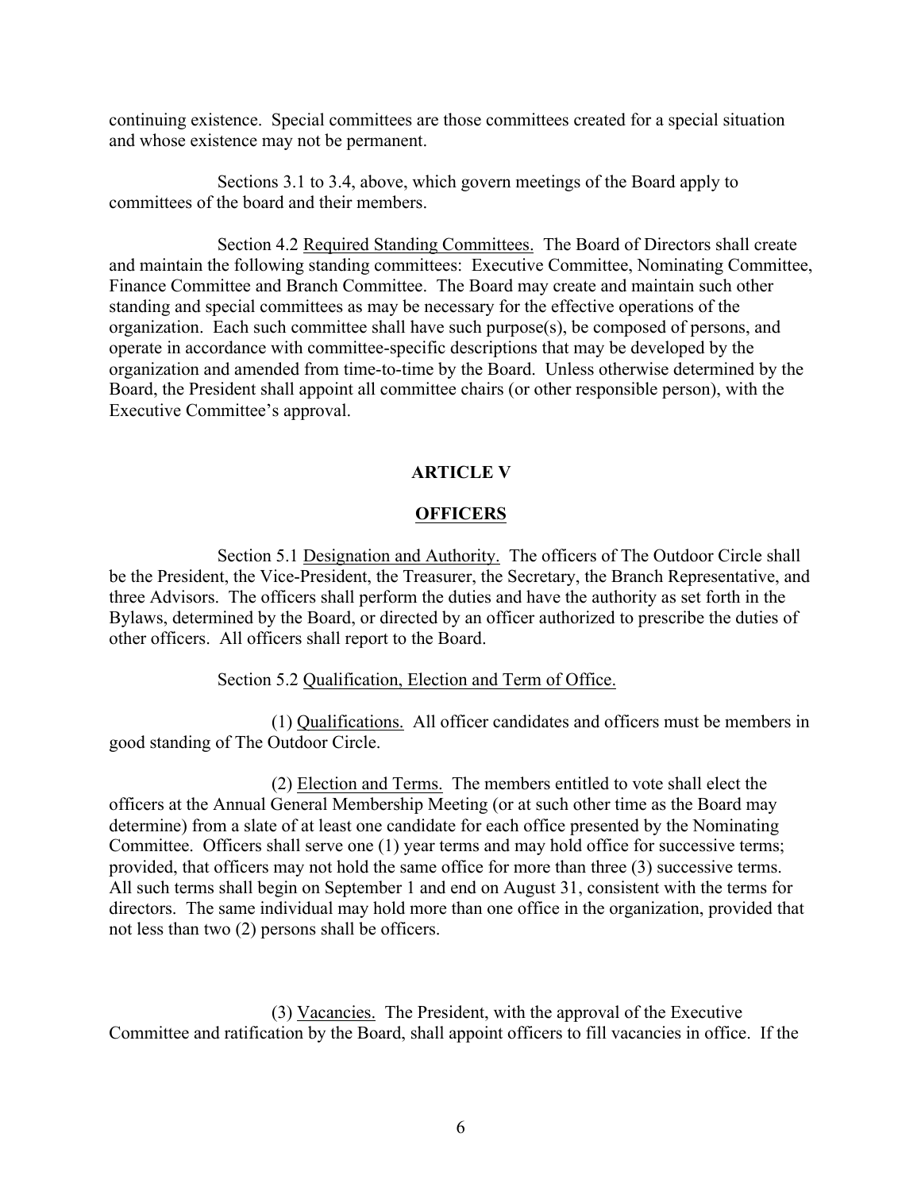continuing existence. Special committees are those committees created for a special situation and whose existence may not be permanent.

Sections 3.1 to 3.4, above, which govern meetings of the Board apply to committees of the board and their members.

Section 4.2 Required Standing Committees. The Board of Directors shall create and maintain the following standing committees: Executive Committee, Nominating Committee, Finance Committee and Branch Committee. The Board may create and maintain such other standing and special committees as may be necessary for the effective operations of the organization. Each such committee shall have such purpose(s), be composed of persons, and operate in accordance with committee-specific descriptions that may be developed by the organization and amended from time-to-time by the Board. Unless otherwise determined by the Board, the President shall appoint all committee chairs (or other responsible person), with the Executive Committee's approval.

## ARTICLE V

## OFFICERS

Section 5.1 Designation and Authority. The officers of The Outdoor Circle shall be the President, the Vice-President, the Treasurer, the Secretary, the Branch Representative, and three Advisors. The officers shall perform the duties and have the authority as set forth in the Bylaws, determined by the Board, or directed by an officer authorized to prescribe the duties of other officers. All officers shall report to the Board.

Section 5.2 Qualification, Election and Term of Office.

(1) Qualifications. All officer candidates and officers must be members in good standing of The Outdoor Circle.

(2) Election and Terms. The members entitled to vote shall elect the officers at the Annual General Membership Meeting (or at such other time as the Board may determine) from a slate of at least one candidate for each office presented by the Nominating Committee. Officers shall serve one (1) year terms and may hold office for successive terms; provided, that officers may not hold the same office for more than three (3) successive terms. All such terms shall begin on September 1 and end on August 31, consistent with the terms for directors. The same individual may hold more than one office in the organization, provided that not less than two (2) persons shall be officers.

(3) Vacancies. The President, with the approval of the Executive Committee and ratification by the Board, shall appoint officers to fill vacancies in office. If the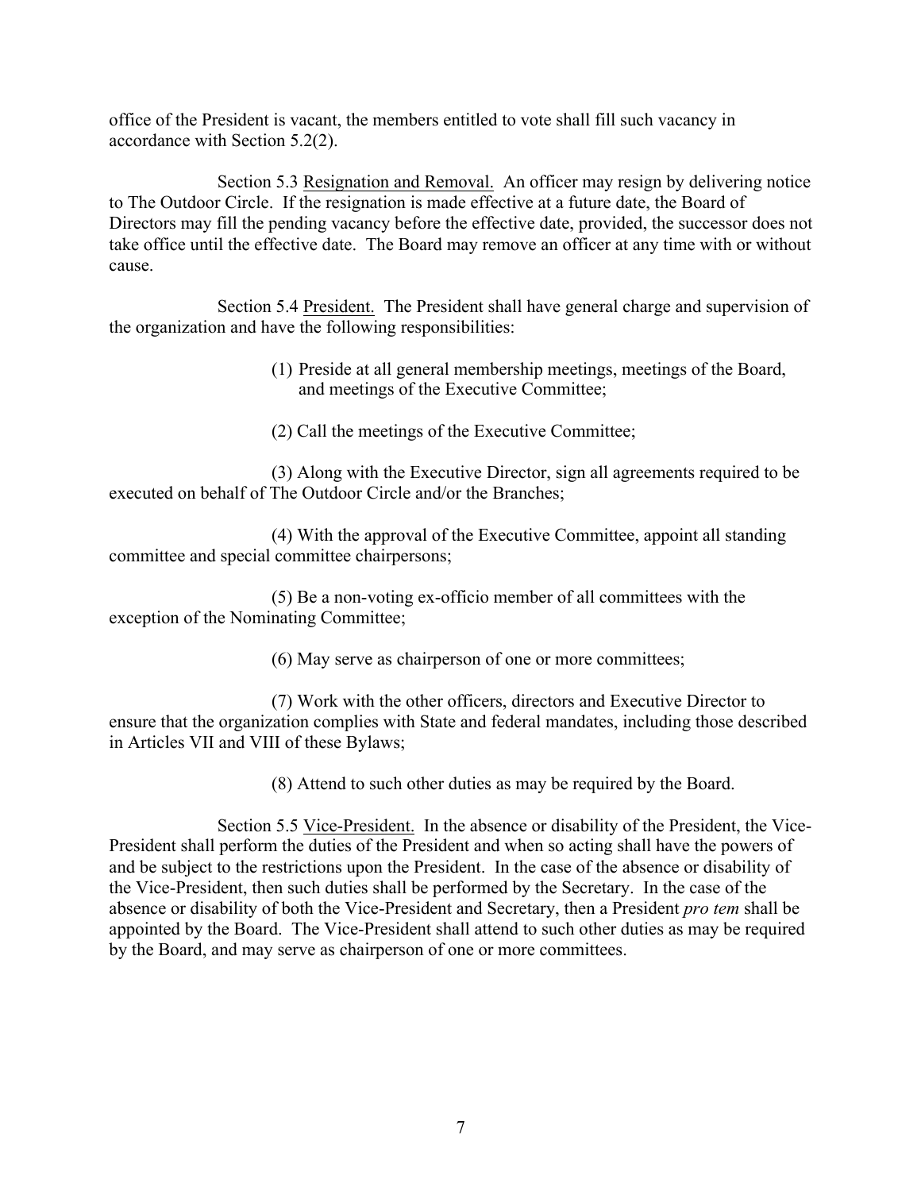office of the President is vacant, the members entitled to vote shall fill such vacancy in accordance with Section 5.2(2).

Section 5.3 Resignation and Removal. An officer may resign by delivering notice to The Outdoor Circle. If the resignation is made effective at a future date, the Board of Directors may fill the pending vacancy before the effective date, provided, the successor does not take office until the effective date. The Board may remove an officer at any time with or without cause.

Section 5.4 President. The President shall have general charge and supervision of the organization and have the following responsibilities:

(1) Preside at all general membership meetings, meetings of the Board, and meetings of the Executive Committee;

(2) Call the meetings of the Executive Committee;

(3) Along with the Executive Director, sign all agreements required to be executed on behalf of The Outdoor Circle and/or the Branches;

(4) With the approval of the Executive Committee, appoint all standing committee and special committee chairpersons;

(5) Be a non-voting ex-officio member of all committees with the exception of the Nominating Committee;

(6) May serve as chairperson of one or more committees;

(7) Work with the other officers, directors and Executive Director to ensure that the organization complies with State and federal mandates, including those described in Articles VII and VIII of these Bylaws;

(8) Attend to such other duties as may be required by the Board.

Section 5.5 Vice-President. In the absence or disability of the President, the Vice-President shall perform the duties of the President and when so acting shall have the powers of and be subject to the restrictions upon the President. In the case of the absence or disability of the Vice-President, then such duties shall be performed by the Secretary. In the case of the absence or disability of both the Vice-President and Secretary, then a President *pro tem* shall be appointed by the Board. The Vice-President shall attend to such other duties as may be required by the Board, and may serve as chairperson of one or more committees.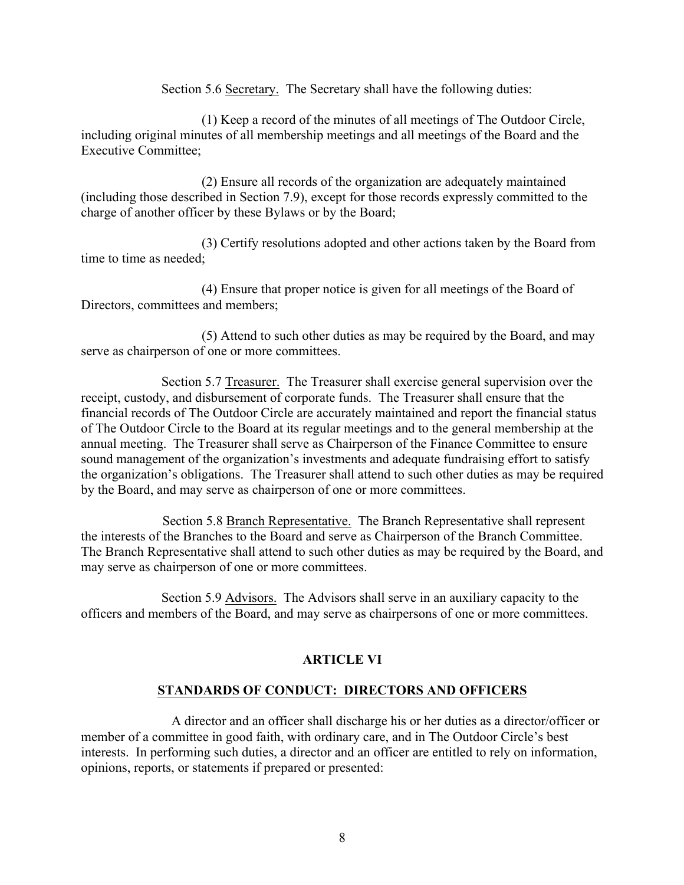Section 5.6 <u>Secretary.</u> The Secretary shall have the following duties:

(1) Keep a record of the minutes of all meetings of The Outdoor Circle, including original minutes of all membership meetings and all meetings of the Board and the Executive Committee;

(2) Ensure all records of the organization are adequately maintained (including those described in Section 7.9), except for those records expressly committed to the charge of another officer by these Bylaws or by the Board;

(3) Certify resolutions adopted and other actions taken by the Board from time to time as needed;

(4) Ensure that proper notice is given for all meetings of the Board of Directors, committees and members;

(5) Attend to such other duties as may be required by the Board, and may serve as chairperson of one or more committees.

Section 5.7 <u>Treasurer.</u> The Treasurer shall exercise general supervision over the receipt, custody, and disbursement of corporate funds. The Treasurer shall ensure that the financial records of The Outdoor Circle are accurately maintained and report the financial status of The Outdoor Circle to the Board at its regular meetings and to the general membership at the annual meeting. The Treasurer shall serve as Chairperson of the Finance Committee to ensure sound management of the organization's investments and adequate fundraising effort to satisfy the organization's obligations. The Treasurer shall attend to such other duties as may be required by the Board, and may serve as chairperson of one or more committees.

Section 5.8 <u>Branch Representative.</u> The Branch Representative shall represent the interests of the Branches to the Board and serve as Chairperson of the Branch Committee. The Branch Representative shall attend to such other duties as may be required by the Board, and may serve as chairperson of one or more committees.

Section 5.9 <u>Advisors.</u> The Advisors shall serve in an auxiliary capacity to the officers and members of the Board, and may serve as chairpersons of one or more committees.

## ARTICLE VI

## <u>STANDARDS OF CONDUCT: DIRECTORS AND OFFICERS</u>

A director and an officer shall discharge his or her duties as a director/officer or member of a committee in good faith, with ordinary care, and in The Outdoor Circle's best interests. In performing such duties, a director and an officer are entitled to rely on information, opinions, reports, or statements if prepared or presented: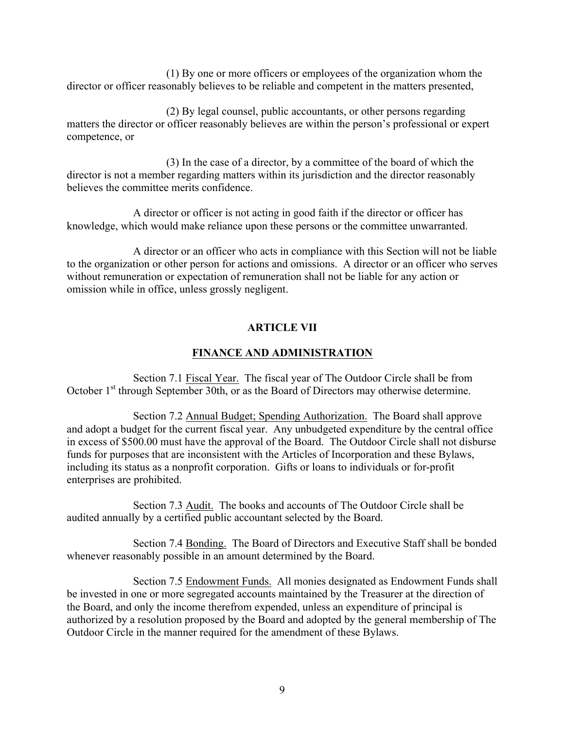(1) By one or more officers or employees of the organization whom the director or officer reasonably believes to be reliable and competent in the matters presented,

(2) By legal counsel, public accountants, or other persons regarding matters the director or officer reasonably believes are within the person's professional or expert competence, or

(3) In the case of a director, by a committee of the board of which the director is not a member regarding matters within its jurisdiction and the director reasonably believes the committee merits confidence.

A director or officer is not acting in good faith if the director or officer has knowledge, which would make reliance upon these persons or the committee unwarranted.

A director or an officer who acts in compliance with this Section will not be liable to the organization or other person for actions and omissions. A director or an officer who serves without remuneration or expectation of remuneration shall not be liable for any action or omission while in office, unless grossly negligent.

## ARTICLE VII

## FINANCE AND ADMINISTRATION

Section 7.1 Fiscal Year. The fiscal year of The Outdoor Circle shall be from October 1st through September 30th, or as the Board of Directors may otherwise determine.

Section 7.2 Annual Budget; Spending Authorization. The Board shall approve and adopt a budget for the current fiscal year. Any unbudgeted expenditure by the central office in excess of $500.00 must have the approval of the Board. The Outdoor Circle shall not disburse funds for purposes that are inconsistent with the Articles of Incorporation and these Bylaws, including its status as a nonprofit corporation. Gifts or loans to individuals or for-profit enterprises are prohibited.

Section 7.3 Audit. The books and accounts of The Outdoor Circle shall be audited annually by a certified public accountant selected by the Board.

Section 7.4 Bonding. The Board of Directors and Executive Staff shall be bonded whenever reasonably possible in an amount determined by the Board.

Section 7.5 Endowment Funds. All monies designated as Endowment Funds shall be invested in one or more segregated accounts maintained by the Treasurer at the direction of the Board, and only the income therefrom expended, unless an expenditure of principal is authorized by a resolution proposed by the Board and adopted by the general membership of The Outdoor Circle in the manner required for the amendment of these Bylaws.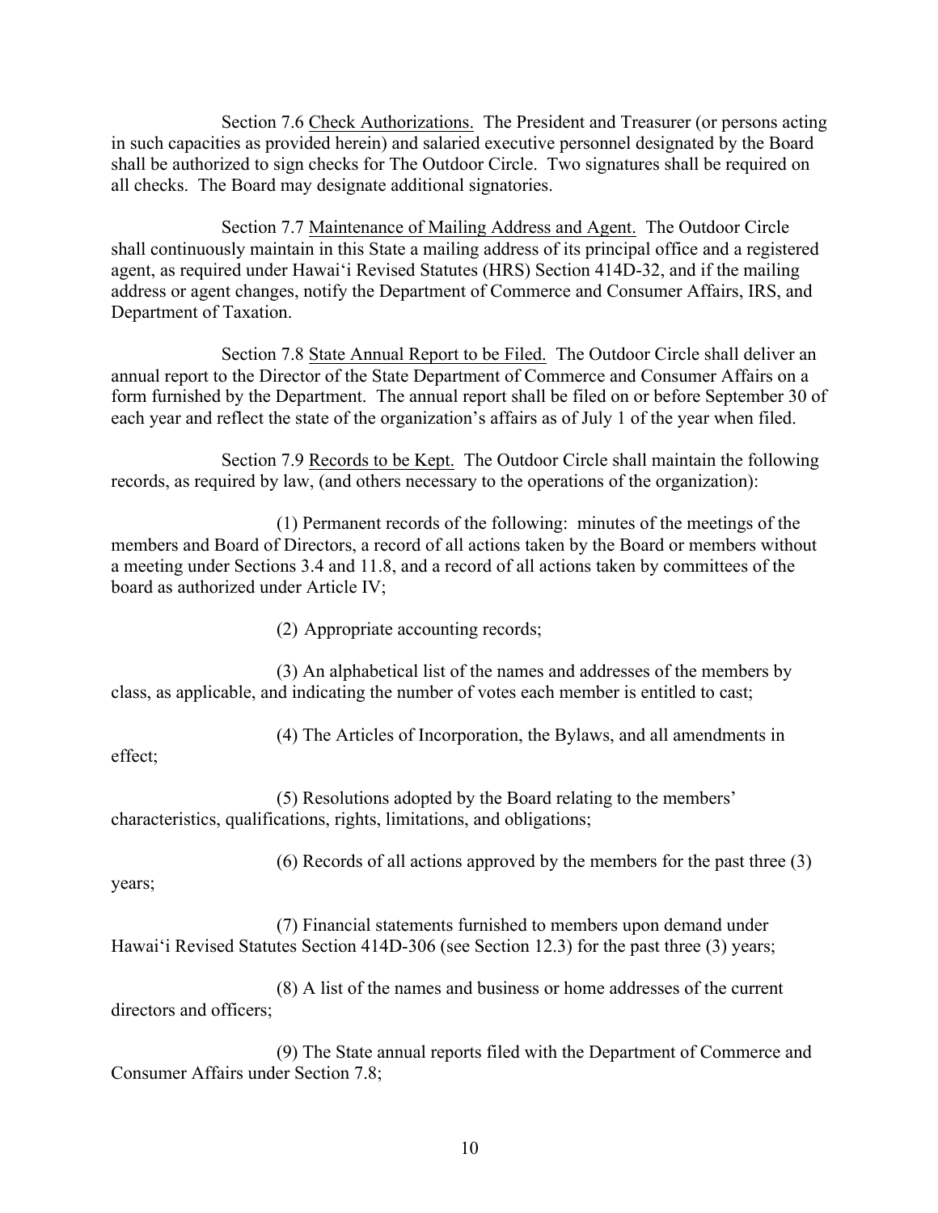Section 7.6 Check Authorizations. The President and Treasurer (or persons acting in such capacities as provided herein) and salaried executive personnel designated by the Board shall be authorized to sign checks for The Outdoor Circle. Two signatures shall be required on all checks. The Board may designate additional signatories.

Section 7.7 Maintenance of Mailing Address and Agent. The Outdoor Circle shall continuously maintain in this State a mailing address of its principal office and a registered agent, as required under Hawaiʻi Revised Statutes (HRS) Section 414D-32, and if the mailing address or agent changes, notify the Department of Commerce and Consumer Affairs, IRS, and Department of Taxation.

Section 7.8 State Annual Report to be Filed. The Outdoor Circle shall deliver an annual report to the Director of the State Department of Commerce and Consumer Affairs on a form furnished by the Department. The annual report shall be filed on or before September 30 of each year and reflect the state of the organization's affairs as of July 1 of the year when filed.

Section 7.9 Records to be Kept. The Outdoor Circle shall maintain the following records, as required by law, (and others necessary to the operations of the organization):

(1) Permanent records of the following: minutes of the meetings of the members and Board of Directors, a record of all actions taken by the Board or members without a meeting under Sections 3.4 and 11.8, and a record of all actions taken by committees of the board as authorized under Article IV;

(2) Appropriate accounting records;

(3) An alphabetical list of the names and addresses of the members by class, as applicable, and indicating the number of votes each member is entitled to cast;

(4) The Articles of Incorporation, the Bylaws, and all amendments in effect;

(5) Resolutions adopted by the Board relating to the members' characteristics, qualifications, rights, limitations, and obligations;

(6) Records of all actions approved by the members for the past three (3) years;

(7) Financial statements furnished to members upon demand under Hawaiʻi Revised Statutes Section 414D-306 (see Section 12.3) for the past three (3) years;

(8) A list of the names and business or home addresses of the current directors and officers;

(9) The State annual reports filed with the Department of Commerce and Consumer Affairs under Section 7.8;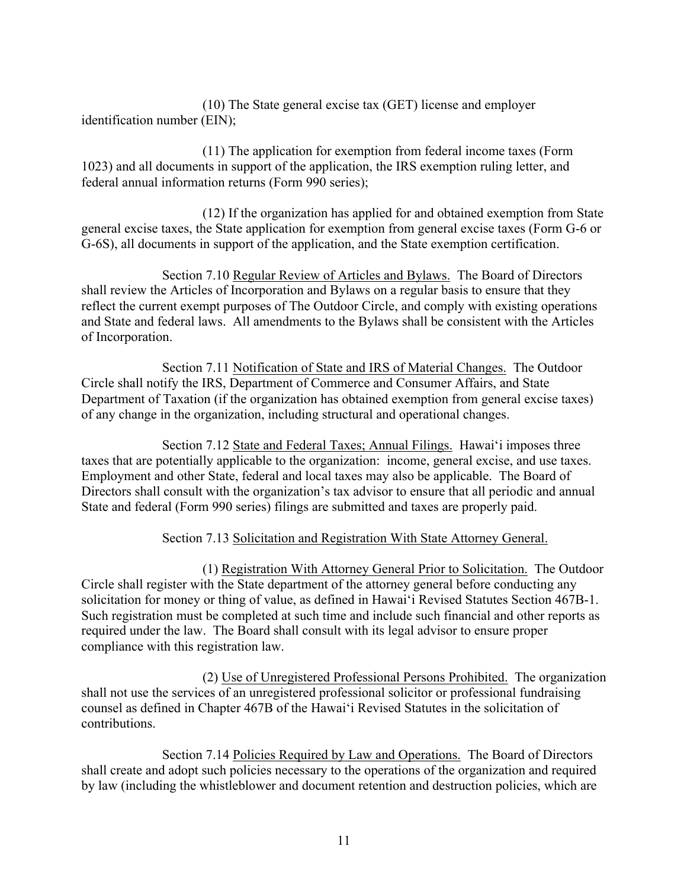(10) The State general excise tax (GET) license and employer identification number (EIN);

(11) The application for exemption from federal income taxes (Form 1023) and all documents in support of the application, the IRS exemption ruling letter, and federal annual information returns (Form 990 series);

(12) If the organization has applied for and obtained exemption from State general excise taxes, the State application for exemption from general excise taxes (Form G-6 or G-6S), all documents in support of the application, and the State exemption certification.

Section 7.10 Regular Review of Articles and Bylaws. The Board of Directors shall review the Articles of Incorporation and Bylaws on a regular basis to ensure that they reflect the current exempt purposes of The Outdoor Circle, and comply with existing operations and State and federal laws. All amendments to the Bylaws shall be consistent with the Articles of Incorporation.

Section 7.11 Notification of State and IRS of Material Changes. The Outdoor Circle shall notify the IRS, Department of Commerce and Consumer Affairs, and State Department of Taxation (if the organization has obtained exemption from general excise taxes) of any change in the organization, including structural and operational changes.

Section 7.12 State and Federal Taxes; Annual Filings. Hawaiʻi imposes three taxes that are potentially applicable to the organization: income, general excise, and use taxes. Employment and other State, federal and local taxes may also be applicable. The Board of Directors shall consult with the organization's tax advisor to ensure that all periodic and annual State and federal (Form 990 series) filings are submitted and taxes are properly paid.

Section 7.13 Solicitation and Registration With State Attorney General.

(1) Registration With Attorney General Prior to Solicitation. The Outdoor Circle shall register with the State department of the attorney general before conducting any solicitation for money or thing of value, as defined in Hawaiʻi Revised Statutes Section 467B-1. Such registration must be completed at such time and include such financial and other reports as required under the law. The Board shall consult with its legal advisor to ensure proper compliance with this registration law.

(2) Use of Unregistered Professional Persons Prohibited. The organization shall not use the services of an unregistered professional solicitor or professional fundraising counsel as defined in Chapter 467B of the Hawaiʻi Revised Statutes in the solicitation of contributions.

Section 7.14 Policies Required by Law and Operations. The Board of Directors shall create and adopt such policies necessary to the operations of the organization and required by law (including the whistleblower and document retention and destruction policies, which are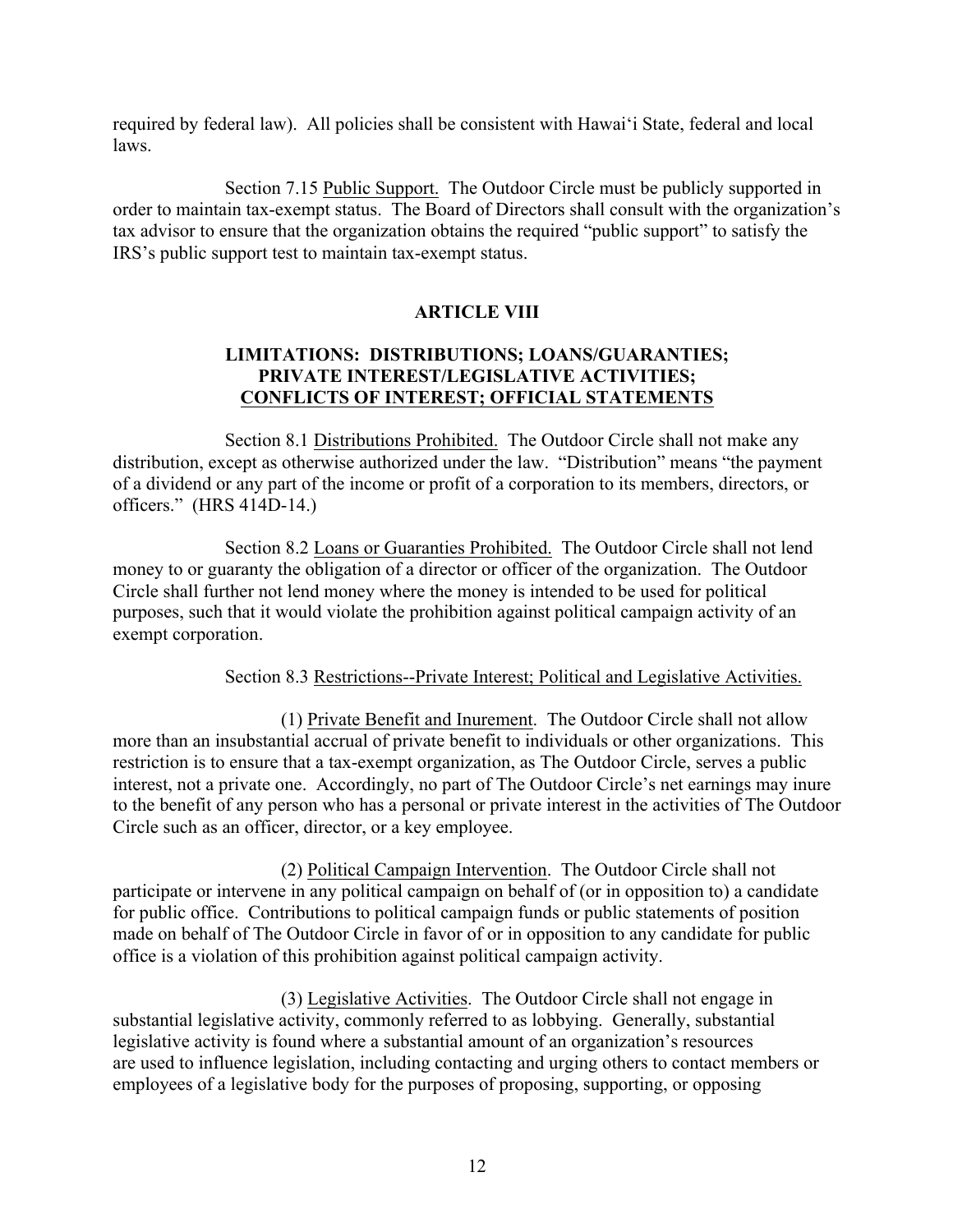required by federal law). All policies shall be consistent with Hawaiʻi State, federal and local laws.

Section 7.15 Public Support. The Outdoor Circle must be publicly supported in order to maintain tax-exempt status. The Board of Directors shall consult with the organization's tax advisor to ensure that the organization obtains the required "public support" to satisfy the IRS's public support test to maintain tax-exempt status.

## ARTICLE VIII

## LIMITATIONS: DISTRIBUTIONS; LOANS/GUARANTIES; PRIVATE INTEREST/LEGISLATIVE ACTIVITIES; CONFLICTS OF INTEREST; OFFICIAL STATEMENTS

Section 8.1 Distributions Prohibited. The Outdoor Circle shall not make any distribution, except as otherwise authorized under the law. "Distribution" means "the payment of a dividend or any part of the income or profit of a corporation to its members, directors, or officers." (HRS 414D-14.)

Section 8.2 Loans or Guaranties Prohibited. The Outdoor Circle shall not lend money to or guaranty the obligation of a director or officer of the organization. The Outdoor Circle shall further not lend money where the money is intended to be used for political purposes, such that it would violate the prohibition against political campaign activity of an exempt corporation.

Section 8.3 Restrictions--Private Interest; Political and Legislative Activities.

(1) Private Benefit and Inurement. The Outdoor Circle shall not allow more than an insubstantial accrual of private benefit to individuals or other organizations. This restriction is to ensure that a tax-exempt organization, as The Outdoor Circle, serves a public interest, not a private one. Accordingly, no part of The Outdoor Circle's net earnings may inure to the benefit of any person who has a personal or private interest in the activities of The Outdoor Circle such as an officer, director, or a key employee.

(2) Political Campaign Intervention. The Outdoor Circle shall not participate or intervene in any political campaign on behalf of (or in opposition to) a candidate for public office. Contributions to political campaign funds or public statements of position made on behalf of The Outdoor Circle in favor of or in opposition to any candidate for public office is a violation of this prohibition against political campaign activity.

(3) Legislative Activities. The Outdoor Circle shall not engage in substantial legislative activity, commonly referred to as lobbying. Generally, substantial legislative activity is found where a substantial amount of an organization's resources are used to influence legislation, including contacting and urging others to contact members or employees of a legislative body for the purposes of proposing, supporting, or opposing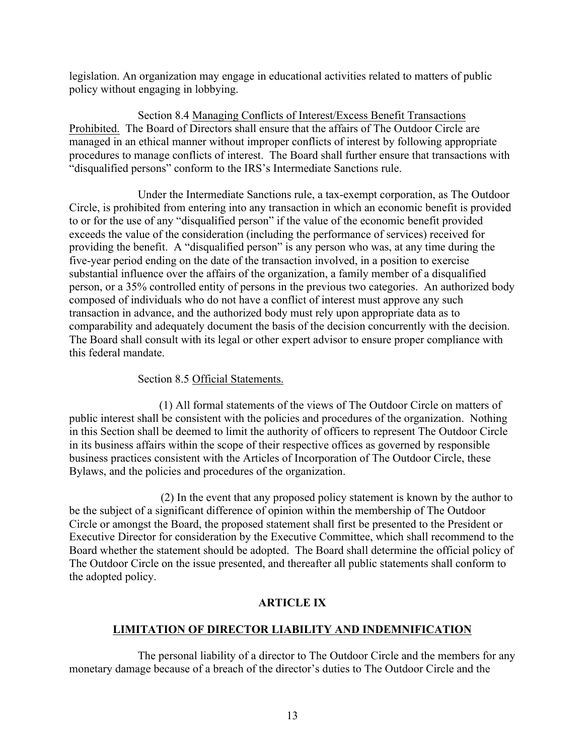legislation. An organization may engage in educational activities related to matters of public policy without engaging in lobbying.

Section 8.4 Managing Conflicts of Interest/Excess Benefit Transactions Prohibited. The Board of Directors shall ensure that the affairs of The Outdoor Circle are managed in an ethical manner without improper conflicts of interest by following appropriate procedures to manage conflicts of interest. The Board shall further ensure that transactions with "disqualified persons" conform to the IRS's Intermediate Sanctions rule.

Under the Intermediate Sanctions rule, a tax-exempt corporation, as The Outdoor Circle, is prohibited from entering into any transaction in which an economic benefit is provided to or for the use of any "disqualified person" if the value of the economic benefit provided exceeds the value of the consideration (including the performance of services) received for providing the benefit. A "disqualified person" is any person who was, at any time during the five-year period ending on the date of the transaction involved, in a position to exercise substantial influence over the affairs of the organization, a family member of a disqualified person, or a 35% controlled entity of persons in the previous two categories. An authorized body composed of individuals who do not have a conflict of interest must approve any such transaction in advance, and the authorized body must rely upon appropriate data as to comparability and adequately document the basis of the decision concurrently with the decision. The Board shall consult with its legal or other expert advisor to ensure proper compliance with this federal mandate.

Section 8.5 Official Statements.

(1) All formal statements of the views of The Outdoor Circle on matters of public interest shall be consistent with the policies and procedures of the organization. Nothing in this Section shall be deemed to limit the authority of officers to represent The Outdoor Circle in its business affairs within the scope of their respective offices as governed by responsible business practices consistent with the Articles of Incorporation of The Outdoor Circle, these Bylaws, and the policies and procedures of the organization.

(2) In the event that any proposed policy statement is known by the author to be the subject of a significant difference of opinion within the membership of The Outdoor Circle or amongst the Board, the proposed statement shall first be presented to the President or Executive Director for consideration by the Executive Committee, which shall recommend to the Board whether the statement should be adopted. The Board shall determine the official policy of The Outdoor Circle on the issue presented, and thereafter all public statements shall conform to the adopted policy.

## ARTICLE IX

## LIMITATION OF DIRECTOR LIABILITY AND INDEMNIFICATION

The personal liability of a director to The Outdoor Circle and the members for any monetary damage because of a breach of the director's duties to The Outdoor Circle and the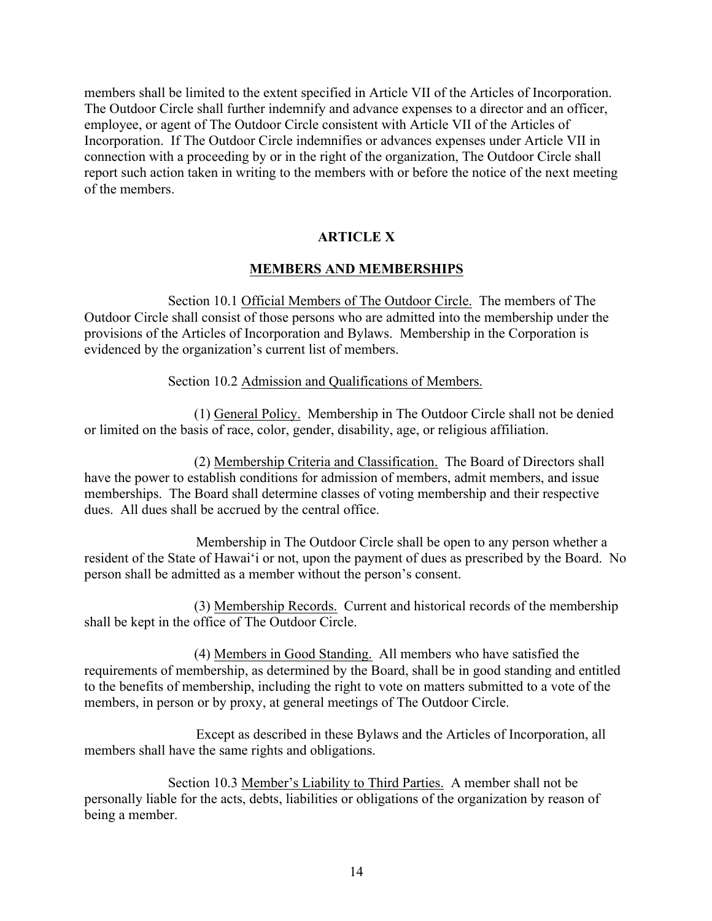members shall be limited to the extent specified in Article VII of the Articles of Incorporation. The Outdoor Circle shall further indemnify and advance expenses to a director and an officer, employee, or agent of The Outdoor Circle consistent with Article VII of the Articles of Incorporation. If The Outdoor Circle indemnifies or advances expenses under Article VII in connection with a proceeding by or in the right of the organization, The Outdoor Circle shall report such action taken in writing to the members with or before the notice of the next meeting of the members.

## ARTICLE X

## MEMBERS AND MEMBERSHIPS

Section 10.1 Official Members of The Outdoor Circle. The members of The Outdoor Circle shall consist of those persons who are admitted into the membership under the provisions of the Articles of Incorporation and Bylaws. Membership in the Corporation is evidenced by the organization's current list of members.

Section 10.2 Admission and Qualifications of Members.

(1) General Policy. Membership in The Outdoor Circle shall not be denied or limited on the basis of race, color, gender, disability, age, or religious affiliation.

(2) Membership Criteria and Classification. The Board of Directors shall have the power to establish conditions for admission of members, admit members, and issue memberships. The Board shall determine classes of voting membership and their respective dues. All dues shall be accrued by the central office.

Membership in The Outdoor Circle shall be open to any person whether a resident of the State of Hawaiʻi or not, upon the payment of dues as prescribed by the Board. No person shall be admitted as a member without the person's consent.

(3) Membership Records. Current and historical records of the membership shall be kept in the office of The Outdoor Circle.

(4) Members in Good Standing. All members who have satisfied the requirements of membership, as determined by the Board, shall be in good standing and entitled to the benefits of membership, including the right to vote on matters submitted to a vote of the members, in person or by proxy, at general meetings of The Outdoor Circle.

Except as described in these Bylaws and the Articles of Incorporation, all members shall have the same rights and obligations.

Section 10.3 Member's Liability to Third Parties. A member shall not be personally liable for the acts, debts, liabilities or obligations of the organization by reason of being a member.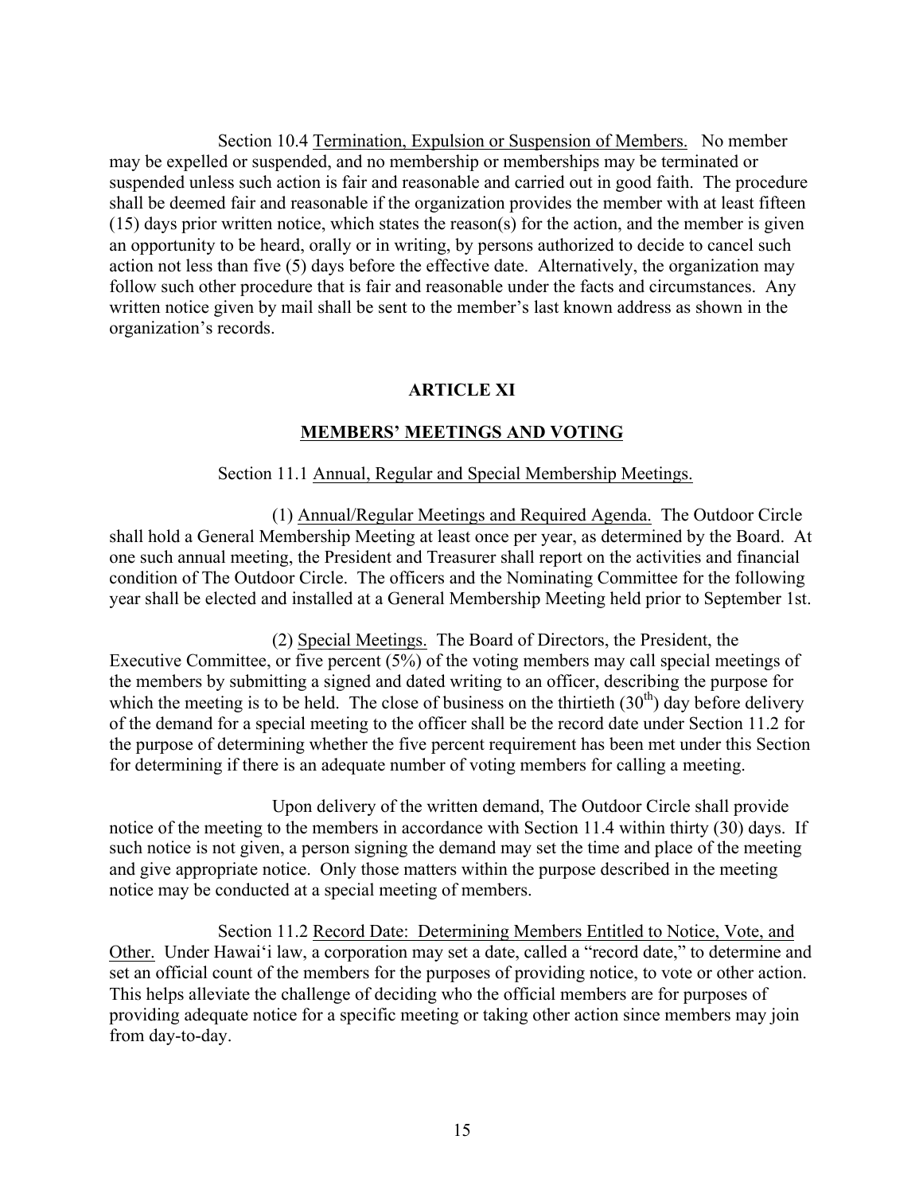Section 10.4 Termination, Expulsion or Suspension of Members. No member may be expelled or suspended, and no membership or memberships may be terminated or suspended unless such action is fair and reasonable and carried out in good faith. The procedure shall be deemed fair and reasonable if the organization provides the member with at least fifteen (15) days prior written notice, which states the reason(s) for the action, and the member is given an opportunity to be heard, orally or in writing, by persons authorized to decide to cancel such action not less than five (5) days before the effective date. Alternatively, the organization may follow such other procedure that is fair and reasonable under the facts and circumstances. Any written notice given by mail shall be sent to the member's last known address as shown in the organization's records.

## ARTICLE XI

## MEMBERS' MEETINGS AND VOTING

Section 11.1 Annual, Regular and Special Membership Meetings.

(1) Annual/Regular Meetings and Required Agenda. The Outdoor Circle shall hold a General Membership Meeting at least once per year, as determined by the Board. At one such annual meeting, the President and Treasurer shall report on the activities and financial condition of The Outdoor Circle. The officers and the Nominating Committee for the following year shall be elected and installed at a General Membership Meeting held prior to September 1st.

(2) Special Meetings. The Board of Directors, the President, the Executive Committee, or five percent (5%) of the voting members may call special meetings of the members by submitting a signed and dated writing to an officer, describing the purpose for which the meeting is to be held. The close of business on the thirtieth (30th) day before delivery of the demand for a special meeting to the officer shall be the record date under Section 11.2 for the purpose of determining whether the five percent requirement has been met under this Section for determining if there is an adequate number of voting members for calling a meeting.

Upon delivery of the written demand, The Outdoor Circle shall provide notice of the meeting to the members in accordance with Section 11.4 within thirty (30) days. If such notice is not given, a person signing the demand may set the time and place of the meeting and give appropriate notice. Only those matters within the purpose described in the meeting notice may be conducted at a special meeting of members.

Section 11.2 Record Date: Determining Members Entitled to Notice, Vote, and Other. Under Hawaiʻi law, a corporation may set a date, called a "record date," to determine and set an official count of the members for the purposes of providing notice, to vote or other action. This helps alleviate the challenge of deciding who the official members are for purposes of providing adequate notice for a specific meeting or taking other action since members may join from day-to-day.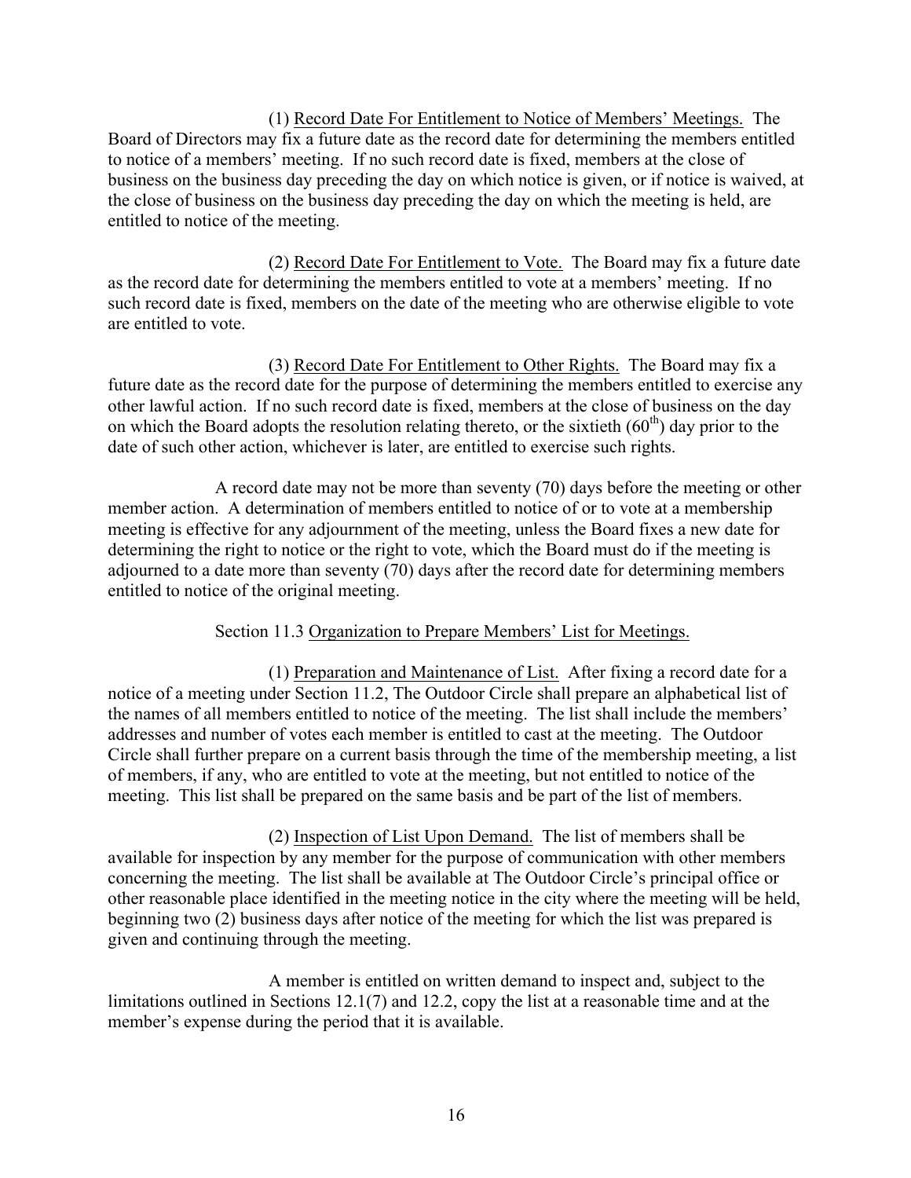(1) Record Date For Entitlement to Notice of Members' Meetings. The Board of Directors may fix a future date as the record date for determining the members entitled to notice of a members' meeting. If no such record date is fixed, members at the close of business on the business day preceding the day on which notice is given, or if notice is waived, at the close of business on the business day preceding the day on which the meeting is held, are entitled to notice of the meeting.

(2) Record Date For Entitlement to Vote. The Board may fix a future date as the record date for determining the members entitled to vote at a members' meeting. If no such record date is fixed, members on the date of the meeting who are otherwise eligible to vote are entitled to vote.

(3) Record Date For Entitlement to Other Rights. The Board may fix a future date as the record date for the purpose of determining the members entitled to exercise any other lawful action. If no such record date is fixed, members at the close of business on the day on which the Board adopts the resolution relating thereto, or the sixtieth (60th) day prior to the date of such other action, whichever is later, are entitled to exercise such rights.

A record date may not be more than seventy (70) days before the meeting or other member action. A determination of members entitled to notice of or to vote at a membership meeting is effective for any adjournment of the meeting, unless the Board fixes a new date for determining the right to notice or the right to vote, which the Board must do if the meeting is adjourned to a date more than seventy (70) days after the record date for determining members entitled to notice of the original meeting.

Section 11.3 Organization to Prepare Members' List for Meetings.

(1) Preparation and Maintenance of List. After fixing a record date for a notice of a meeting under Section 11.2, The Outdoor Circle shall prepare an alphabetical list of the names of all members entitled to notice of the meeting. The list shall include the members' addresses and number of votes each member is entitled to cast at the meeting. The Outdoor Circle shall further prepare on a current basis through the time of the membership meeting, a list of members, if any, who are entitled to vote at the meeting, but not entitled to notice of the meeting. This list shall be prepared on the same basis and be part of the list of members.

(2) Inspection of List Upon Demand. The list of members shall be available for inspection by any member for the purpose of communication with other members concerning the meeting. The list shall be available at The Outdoor Circle's principal office or other reasonable place identified in the meeting notice in the city where the meeting will be held, beginning two (2) business days after notice of the meeting for which the list was prepared is given and continuing through the meeting.

A member is entitled on written demand to inspect and, subject to the limitations outlined in Sections 12.1(7) and 12.2, copy the list at a reasonable time and at the member's expense during the period that it is available.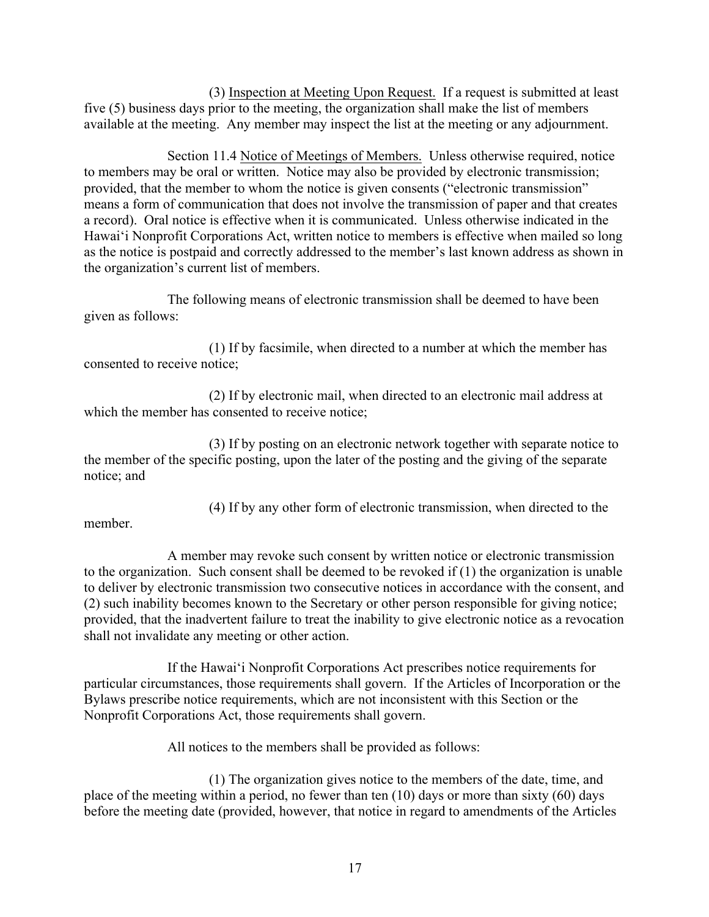(3) Inspection at Meeting Upon Request. If a request is submitted at least five (5) business days prior to the meeting, the organization shall make the list of members available at the meeting. Any member may inspect the list at the meeting or any adjournment.

Section 11.4 Notice of Meetings of Members. Unless otherwise required, notice to members may be oral or written. Notice may also be provided by electronic transmission; provided, that the member to whom the notice is given consents ("electronic transmission" means a form of communication that does not involve the transmission of paper and that creates a record). Oral notice is effective when it is communicated. Unless otherwise indicated in the Hawai'i Nonprofit Corporations Act, written notice to members is effective when mailed so long as the notice is postpaid and correctly addressed to the member's last known address as shown in the organization's current list of members.

The following means of electronic transmission shall be deemed to have been given as follows:

(1) If by facsimile, when directed to a number at which the member has consented to receive notice;

(2) If by electronic mail, when directed to an electronic mail address at which the member has consented to receive notice;

(3) If by posting on an electronic network together with separate notice to the member of the specific posting, upon the later of the posting and the giving of the separate notice; and

(4) If by any other form of electronic transmission, when directed to the member.

A member may revoke such consent by written notice or electronic transmission to the organization. Such consent shall be deemed to be revoked if (1) the organization is unable to deliver by electronic transmission two consecutive notices in accordance with the consent, and (2) such inability becomes known to the Secretary or other person responsible for giving notice; provided, that the inadvertent failure to treat the inability to give electronic notice as a revocation shall not invalidate any meeting or other action.

If the Hawai'i Nonprofit Corporations Act prescribes notice requirements for particular circumstances, those requirements shall govern. If the Articles of Incorporation or the Bylaws prescribe notice requirements, which are not inconsistent with this Section or the Nonprofit Corporations Act, those requirements shall govern.

All notices to the members shall be provided as follows:

(1) The organization gives notice to the members of the date, time, and place of the meeting within a period, no fewer than ten (10) days or more than sixty (60) days before the meeting date (provided, however, that notice in regard to amendments of the Articles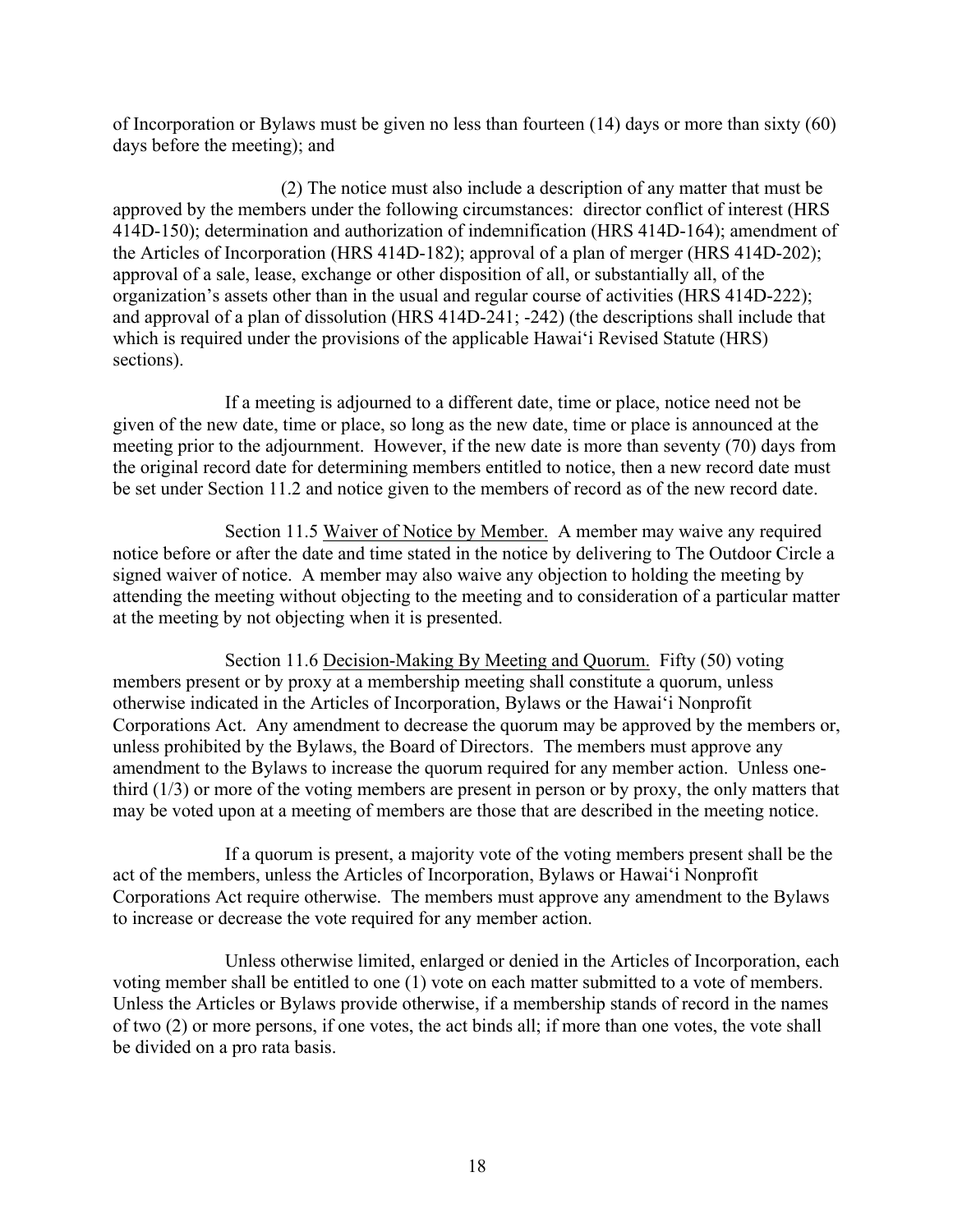of Incorporation or Bylaws must be given no less than fourteen (14) days or more than sixty (60) days before the meeting); and

(2) The notice must also include a description of any matter that must be approved by the members under the following circumstances: director conflict of interest (HRS 414D-150); determination and authorization of indemnification (HRS 414D-164); amendment of the Articles of Incorporation (HRS 414D-182); approval of a plan of merger (HRS 414D-202); approval of a sale, lease, exchange or other disposition of all, or substantially all, of the organization's assets other than in the usual and regular course of activities (HRS 414D-222); and approval of a plan of dissolution (HRS 414D-241; -242) (the descriptions shall include that which is required under the provisions of the applicable Hawaiʻi Revised Statute (HRS) sections).

If a meeting is adjourned to a different date, time or place, notice need not be given of the new date, time or place, so long as the new date, time or place is announced at the meeting prior to the adjournment. However, if the new date is more than seventy (70) days from the original record date for determining members entitled to notice, then a new record date must be set under Section 11.2 and notice given to the members of record as of the new record date.

Section 11.5 Waiver of Notice by Member. A member may waive any required notice before or after the date and time stated in the notice by delivering to The Outdoor Circle a signed waiver of notice. A member may also waive any objection to holding the meeting by attending the meeting without objecting to the meeting and to consideration of a particular matter at the meeting by not objecting when it is presented.

Section 11.6 Decision-Making By Meeting and Quorum. Fifty (50) voting members present or by proxy at a membership meeting shall constitute a quorum, unless otherwise indicated in the Articles of Incorporation, Bylaws or the Hawaiʻi Nonprofit Corporations Act. Any amendment to decrease the quorum may be approved by the members or, unless prohibited by the Bylaws, the Board of Directors. The members must approve any amendment to the Bylaws to increase the quorum required for any member action. Unless one-third (1/3) or more of the voting members are present in person or by proxy, the only matters that may be voted upon at a meeting of members are those that are described in the meeting notice.

If a quorum is present, a majority vote of the voting members present shall be the act of the members, unless the Articles of Incorporation, Bylaws or Hawaiʻi Nonprofit Corporations Act require otherwise. The members must approve any amendment to the Bylaws to increase or decrease the vote required for any member action.

Unless otherwise limited, enlarged or denied in the Articles of Incorporation, each voting member shall be entitled to one (1) vote on each matter submitted to a vote of members. Unless the Articles or Bylaws provide otherwise, if a membership stands of record in the names of two (2) or more persons, if one votes, the act binds all; if more than one votes, the vote shall be divided on a pro rata basis.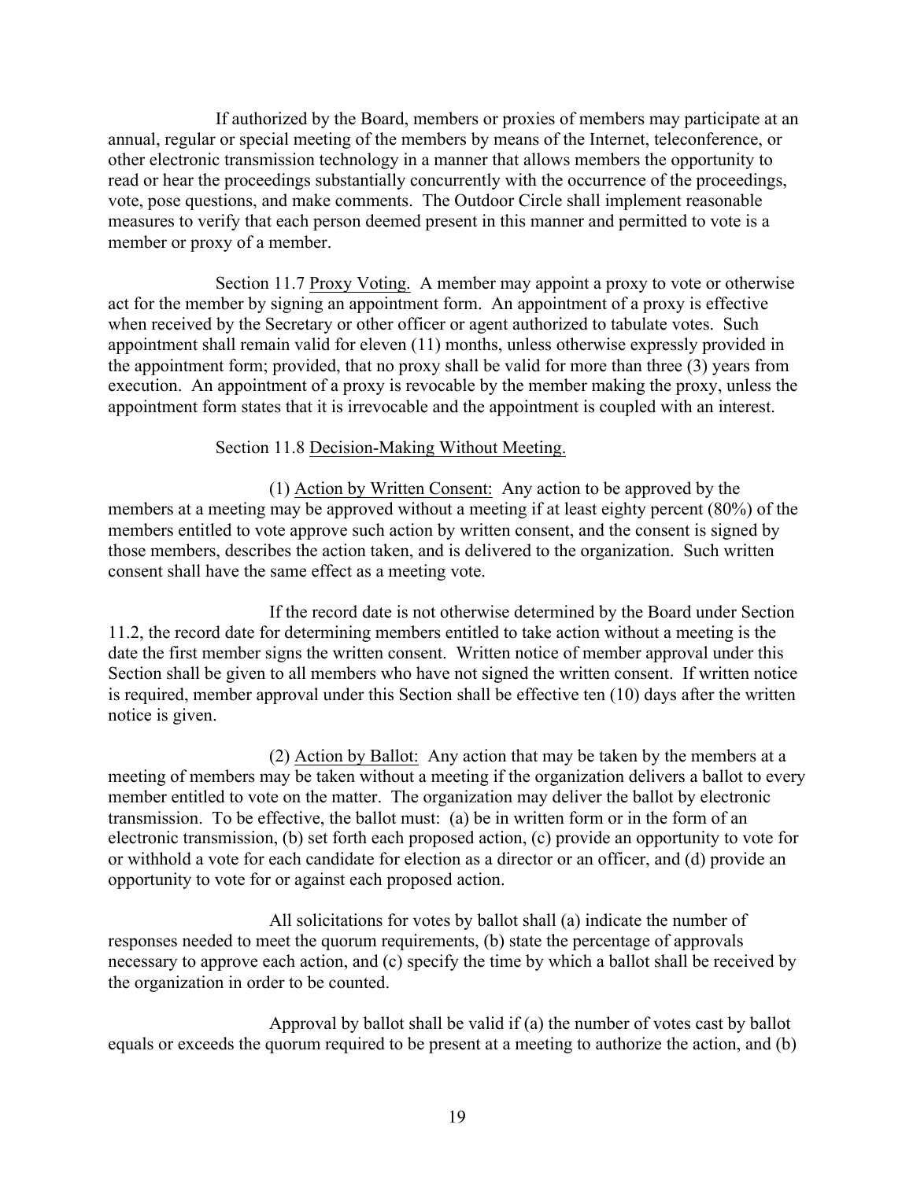If authorized by the Board, members or proxies of members may participate at an annual, regular or special meeting of the members by means of the Internet, teleconference, or other electronic transmission technology in a manner that allows members the opportunity to read or hear the proceedings substantially concurrently with the occurrence of the proceedings, vote, pose questions, and make comments. The Outdoor Circle shall implement reasonable measures to verify that each person deemed present in this manner and permitted to vote is a member or proxy of a member.

Section 11.7 Proxy Voting. A member may appoint a proxy to vote or otherwise act for the member by signing an appointment form. An appointment of a proxy is effective when received by the Secretary or other officer or agent authorized to tabulate votes. Such appointment shall remain valid for eleven (11) months, unless otherwise expressly provided in the appointment form; provided, that no proxy shall be valid for more than three (3) years from execution. An appointment of a proxy is revocable by the member making the proxy, unless the appointment form states that it is irrevocable and the appointment is coupled with an interest.

Section 11.8 Decision-Making Without Meeting.

(1) Action by Written Consent: Any action to be approved by the members at a meeting may be approved without a meeting if at least eighty percent (80%) of the members entitled to vote approve such action by written consent, and the consent is signed by those members, describes the action taken, and is delivered to the organization. Such written consent shall have the same effect as a meeting vote.

If the record date is not otherwise determined by the Board under Section 11.2, the record date for determining members entitled to take action without a meeting is the date the first member signs the written consent. Written notice of member approval under this Section shall be given to all members who have not signed the written consent. If written notice is required, member approval under this Section shall be effective ten (10) days after the written notice is given.

(2) Action by Ballot: Any action that may be taken by the members at a meeting of members may be taken without a meeting if the organization delivers a ballot to every member entitled to vote on the matter. The organization may deliver the ballot by electronic transmission. To be effective, the ballot must: (a) be in written form or in the form of an electronic transmission, (b) set forth each proposed action, (c) provide an opportunity to vote for or withhold a vote for each candidate for election as a director or an officer, and (d) provide an opportunity to vote for or against each proposed action.

All solicitations for votes by ballot shall (a) indicate the number of responses needed to meet the quorum requirements, (b) state the percentage of approvals necessary to approve each action, and (c) specify the time by which a ballot shall be received by the organization in order to be counted.

Approval by ballot shall be valid if (a) the number of votes cast by ballot equals or exceeds the quorum required to be present at a meeting to authorize the action, and (b)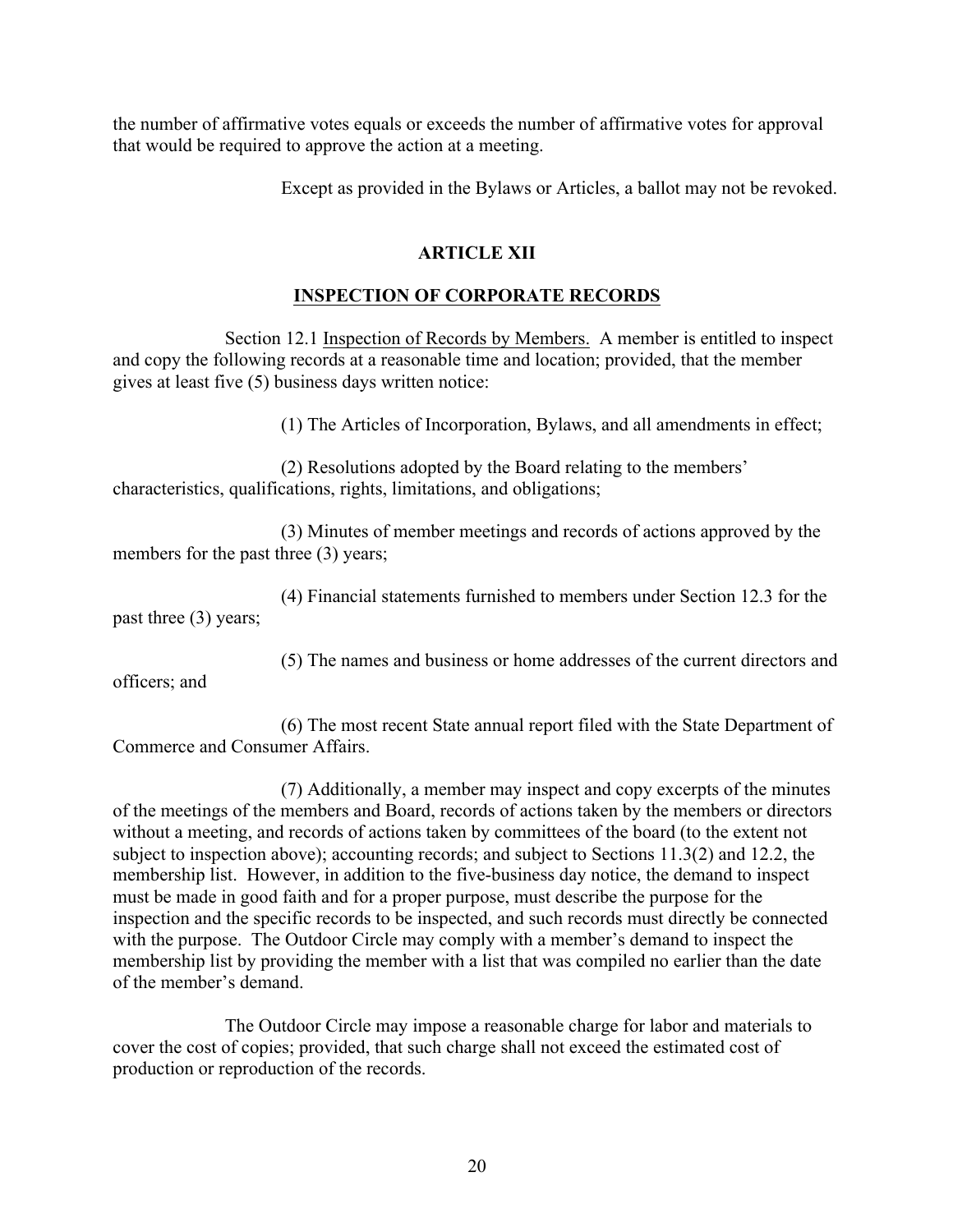the number of affirmative votes equals or exceeds the number of affirmative votes for approval that would be required to approve the action at a meeting.

Except as provided in the Bylaws or Articles, a ballot may not be revoked.

## ARTICLE XII

## INSPECTION OF CORPORATE RECORDS

Section 12.1 Inspection of Records by Members. A member is entitled to inspect and copy the following records at a reasonable time and location; provided, that the member gives at least five (5) business days written notice:

(1) The Articles of Incorporation, Bylaws, and all amendments in effect;

(2) Resolutions adopted by the Board relating to the members' characteristics, qualifications, rights, limitations, and obligations;

(3) Minutes of member meetings and records of actions approved by the members for the past three (3) years;

(4) Financial statements furnished to members under Section 12.3 for the past three (3) years;

(5) The names and business or home addresses of the current directors and officers; and

(6) The most recent State annual report filed with the State Department of Commerce and Consumer Affairs.

(7) Additionally, a member may inspect and copy excerpts of the minutes of the meetings of the members and Board, records of actions taken by the members or directors without a meeting, and records of actions taken by committees of the board (to the extent not subject to inspection above); accounting records; and subject to Sections 11.3(2) and 12.2, the membership list. However, in addition to the five-business day notice, the demand to inspect must be made in good faith and for a proper purpose, must describe the purpose for the inspection and the specific records to be inspected, and such records must directly be connected with the purpose. The Outdoor Circle may comply with a member's demand to inspect the membership list by providing the member with a list that was compiled no earlier than the date of the member's demand.

The Outdoor Circle may impose a reasonable charge for labor and materials to cover the cost of copies; provided, that such charge shall not exceed the estimated cost of production or reproduction of the records.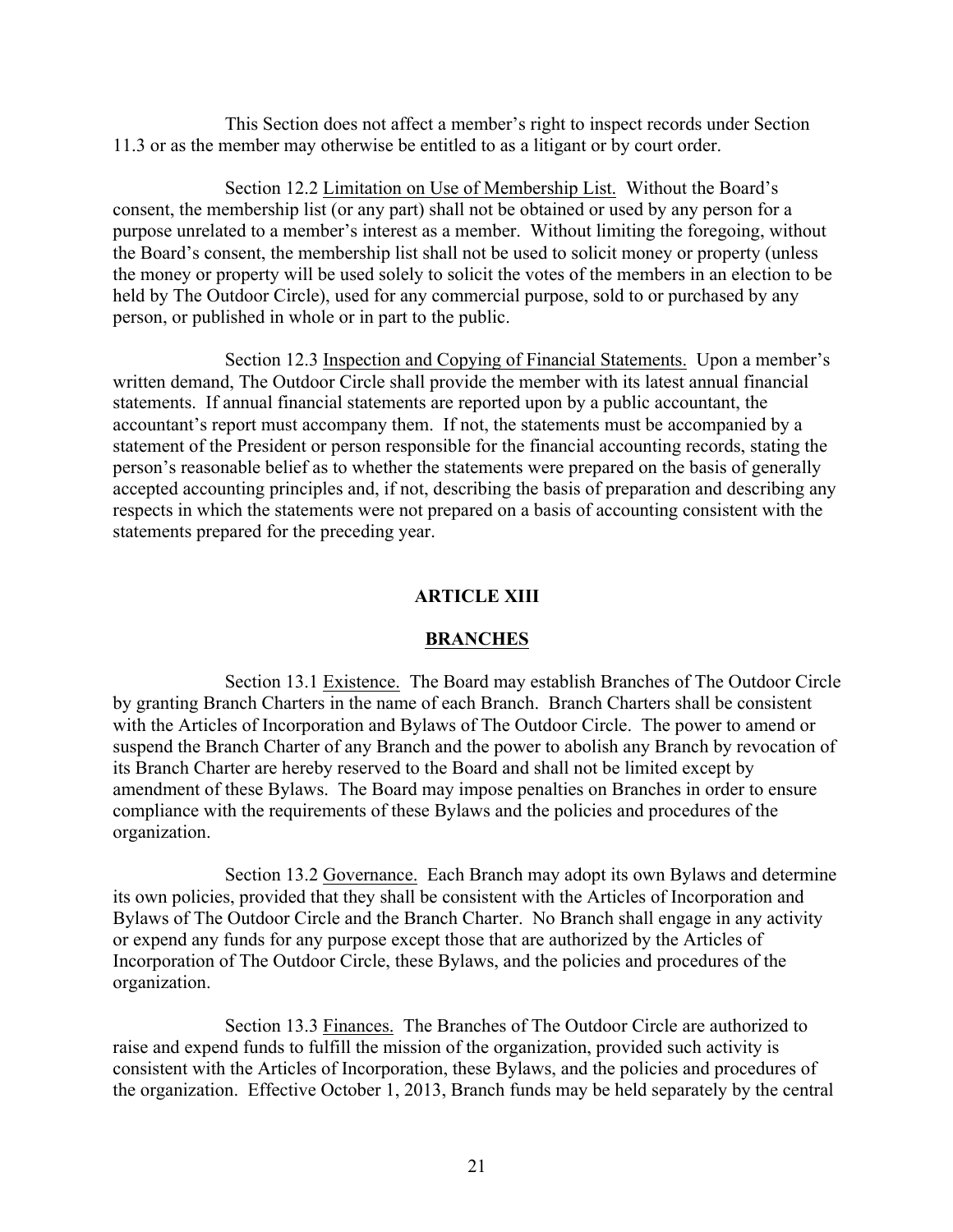This Section does not affect a member's right to inspect records under Section 11.3 or as the member may otherwise be entitled to as a litigant or by court order.

Section 12.2 Limitation on Use of Membership List. Without the Board's consent, the membership list (or any part) shall not be obtained or used by any person for a purpose unrelated to a member's interest as a member. Without limiting the foregoing, without the Board's consent, the membership list shall not be used to solicit money or property (unless the money or property will be used solely to solicit the votes of the members in an election to be held by The Outdoor Circle), used for any commercial purpose, sold to or purchased by any person, or published in whole or in part to the public.

Section 12.3 Inspection and Copying of Financial Statements. Upon a member's written demand, The Outdoor Circle shall provide the member with its latest annual financial statements. If annual financial statements are reported upon by a public accountant, the accountant's report must accompany them. If not, the statements must be accompanied by a statement of the President or person responsible for the financial accounting records, stating the person's reasonable belief as to whether the statements were prepared on the basis of generally accepted accounting principles and, if not, describing the basis of preparation and describing any respects in which the statements were not prepared on a basis of accounting consistent with the statements prepared for the preceding year.

## ARTICLE XIII

## BRANCHES

Section 13.1 Existence. The Board may establish Branches of The Outdoor Circle by granting Branch Charters in the name of each Branch. Branch Charters shall be consistent with the Articles of Incorporation and Bylaws of The Outdoor Circle. The power to amend or suspend the Branch Charter of any Branch and the power to abolish any Branch by revocation of its Branch Charter are hereby reserved to the Board and shall not be limited except by amendment of these Bylaws. The Board may impose penalties on Branches in order to ensure compliance with the requirements of these Bylaws and the policies and procedures of the organization.

Section 13.2 Governance. Each Branch may adopt its own Bylaws and determine its own policies, provided that they shall be consistent with the Articles of Incorporation and Bylaws of The Outdoor Circle and the Branch Charter. No Branch shall engage in any activity or expend any funds for any purpose except those that are authorized by the Articles of Incorporation of The Outdoor Circle, these Bylaws, and the policies and procedures of the organization.

Section 13.3 Finances. The Branches of The Outdoor Circle are authorized to raise and expend funds to fulfill the mission of the organization, provided such activity is consistent with the Articles of Incorporation, these Bylaws, and the policies and procedures of the organization. Effective October 1, 2013, Branch funds may be held separately by the central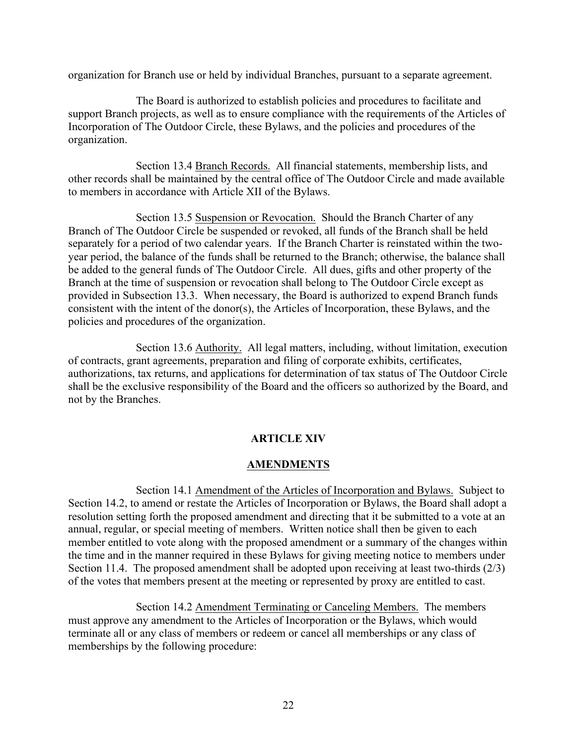organization for Branch use or held by individual Branches, pursuant to a separate agreement.

The Board is authorized to establish policies and procedures to facilitate and support Branch projects, as well as to ensure compliance with the requirements of the Articles of Incorporation of The Outdoor Circle, these Bylaws, and the policies and procedures of the organization.

Section 13.4 <u>Branch Records.</u> All financial statements, membership lists, and other records shall be maintained by the central office of The Outdoor Circle and made available to members in accordance with Article XII of the Bylaws.

Section 13.5 <u>Suspension or Revocation.</u> Should the Branch Charter of any Branch of The Outdoor Circle be suspended or revoked, all funds of the Branch shall be held separately for a period of two calendar years. If the Branch Charter is reinstated within the two-year period, the balance of the funds shall be returned to the Branch; otherwise, the balance shall be added to the general funds of The Outdoor Circle. All dues, gifts and other property of the Branch at the time of suspension or revocation shall belong to The Outdoor Circle except as provided in Subsection 13.3. When necessary, the Board is authorized to expend Branch funds consistent with the intent of the donor(s), the Articles of Incorporation, these Bylaws, and the policies and procedures of the organization.

Section 13.6 <u>Authority.</u> All legal matters, including, without limitation, execution of contracts, grant agreements, preparation and filing of corporate exhibits, certificates, authorizations, tax returns, and applications for determination of tax status of The Outdoor Circle shall be the exclusive responsibility of the Board and the officers so authorized by the Board, and not by the Branches.

## ARTICLE XIV

## AMENDMENTS

Section 14.1 <u>Amendment of the Articles of Incorporation and Bylaws.</u> Subject to Section 14.2, to amend or restate the Articles of Incorporation or Bylaws, the Board shall adopt a resolution setting forth the proposed amendment and directing that it be submitted to a vote at an annual, regular, or special meeting of members. Written notice shall then be given to each member entitled to vote along with the proposed amendment or a summary of the changes within the time and in the manner required in these Bylaws for giving meeting notice to members under Section 11.4. The proposed amendment shall be adopted upon receiving at least two-thirds (2/3) of the votes that members present at the meeting or represented by proxy are entitled to cast.

Section 14.2 <u>Amendment Terminating or Canceling Members.</u> The members must approve any amendment to the Articles of Incorporation or the Bylaws, which would terminate all or any class of members or redeem or cancel all memberships or any class of memberships by the following procedure: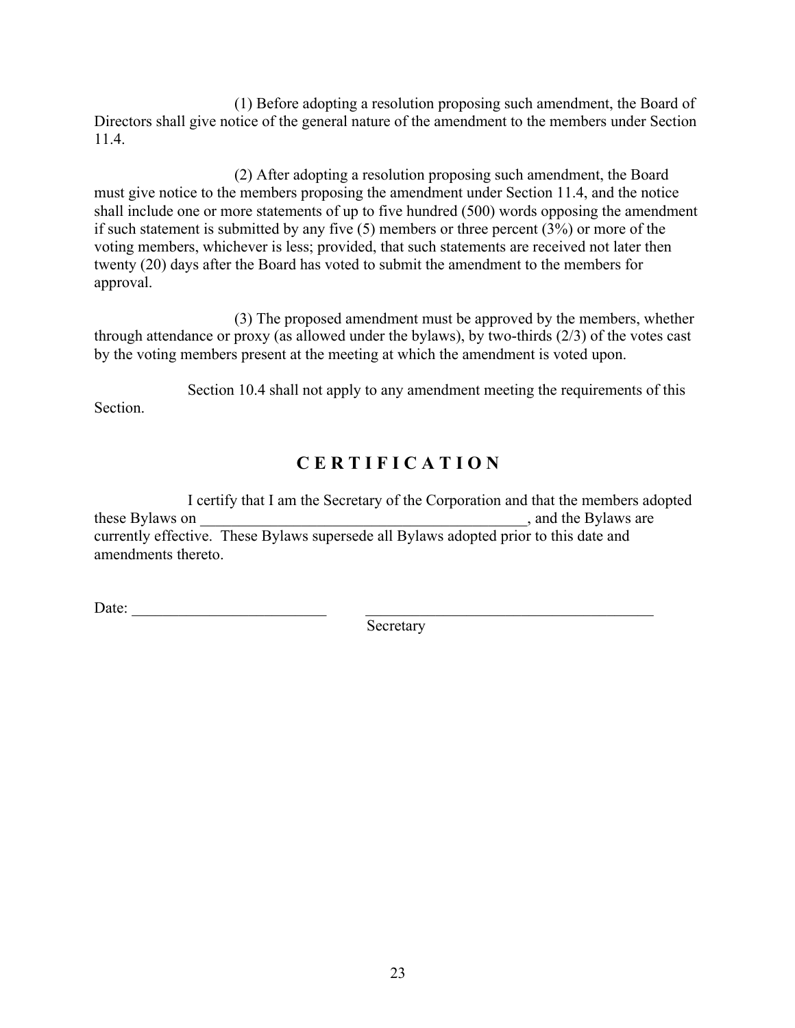(1) Before adopting a resolution proposing such amendment, the Board of Directors shall give notice of the general nature of the amendment to the members under Section 11.4.

(2) After adopting a resolution proposing such amendment, the Board must give notice to the members proposing the amendment under Section 11.4, and the notice shall include one or more statements of up to five hundred (500) words opposing the amendment if such statement is submitted by any five (5) members or three percent (3%) or more of the voting members, whichever is less; provided, that such statements are received not later then twenty (20) days after the Board has voted to submit the amendment to the members for approval.

(3) The proposed amendment must be approved by the members, whether through attendance or proxy (as allowed under the bylaws), by two-thirds (2/3) of the votes cast by the voting members present at the meeting at which the amendment is voted upon.

Section 10.4 shall not apply to any amendment meeting the requirements of this Section.

## C E R T I F I C A T I O N

I certify that I am the Secretary of the Corporation and that the members adopted these Bylaws on ____________________________________________, and the Bylaws are currently effective. These Bylaws supersede all Bylaws adopted prior to this date and amendments thereto.

Date: _________________________ ______________________________________

Secretary